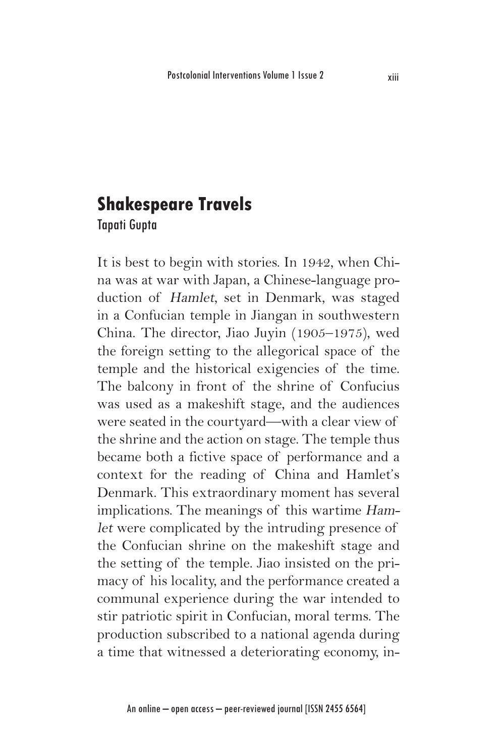# Shakespeare Travels

Tapati Gupta

It is best to begin with stories. In 1942, when China was at war with Japan, a Chinese-language production of *Hamlet*, set in Denmark, was staged in a Confucian temple in Jiangan in southwestern China. The director, Jiao Juyin (1905–1975), wed the foreign setting to the allegorical space of the temple and the historical exigencies of the time. The balcony in front of the shrine of Confucius was used as a makeshift stage, and the audiences were seated in the courtyard—with a clear view of the shrine and the action on stage. The temple thus became both a fictive space of performance and a context for the reading of China and Hamlet's Denmark. This extraordinary moment has several implications. The meanings of this wartime *Hamlet* were complicated by the intruding presence of the Confucian shrine on the makeshift stage and the setting of the temple. Jiao insisted on the primacy of his locality, and the performance created a communal experience during the war intended to stir patriotic spirit in Confucian, moral terms. The production subscribed to a national agenda during a time that witnessed a deteriorating economy, in-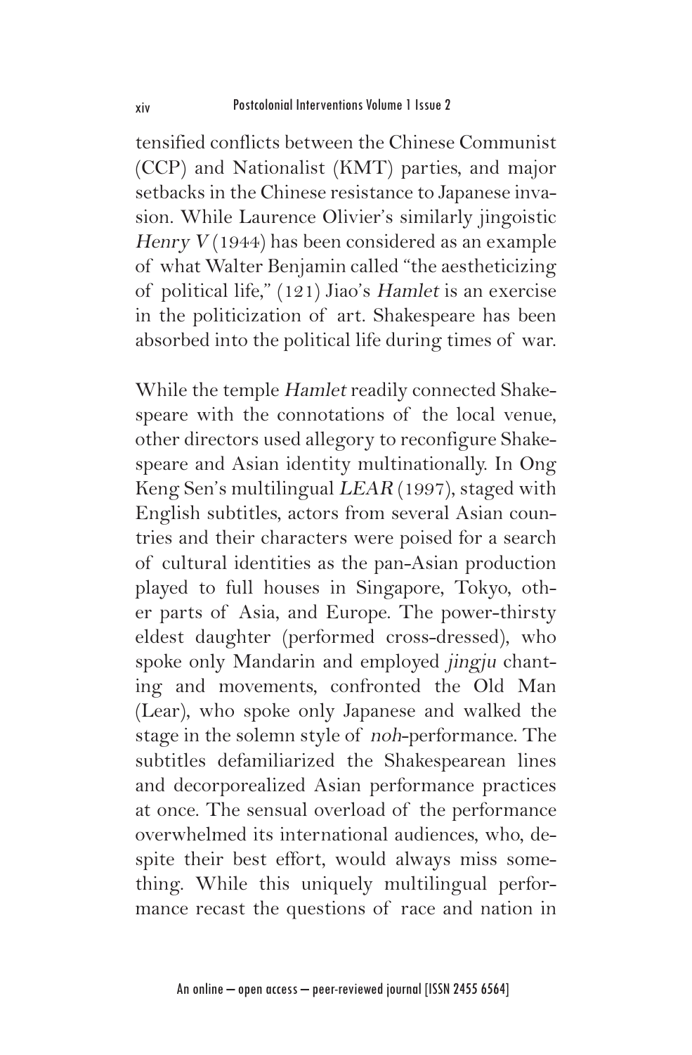tensified conflicts between the Chinese Communist (CCP) and Nationalist (KMT) parties, and major setbacks in the Chinese resistance to Japanese invasion. While Laurence Olivier's similarly jingoistic *Henry V* (1944) has been considered as an example of what Walter Benjamin called "the aestheticizing of political life," (121) Jiao's *Hamlet* is an exercise in the politicization of art. Shakespeare has been absorbed into the political life during times of war.

While the temple *Hamlet* readily connected Shakespeare with the connotations of the local venue, other directors used allegory to reconfigure Shakespeare and Asian identity multinationally. In Ong Keng Sen's multilingual *LEAR* (1997), staged with English subtitles, actors from several Asian countries and their characters were poised for a search of cultural identities as the pan-Asian production played to full houses in Singapore, Tokyo, other parts of Asia, and Europe. The power-thirsty eldest daughter (performed cross-dressed), who spoke only Mandarin and employed *jingju* chanting and movements, confronted the Old Man (Lear), who spoke only Japanese and walked the stage in the solemn style of *noh*-performance. The subtitles defamiliarized the Shakespearean lines and decorporealized Asian performance practices at once. The sensual overload of the performance overwhelmed its international audiences, who, despite their best effort, would always miss something. While this uniquely multilingual performance recast the questions of race and nation in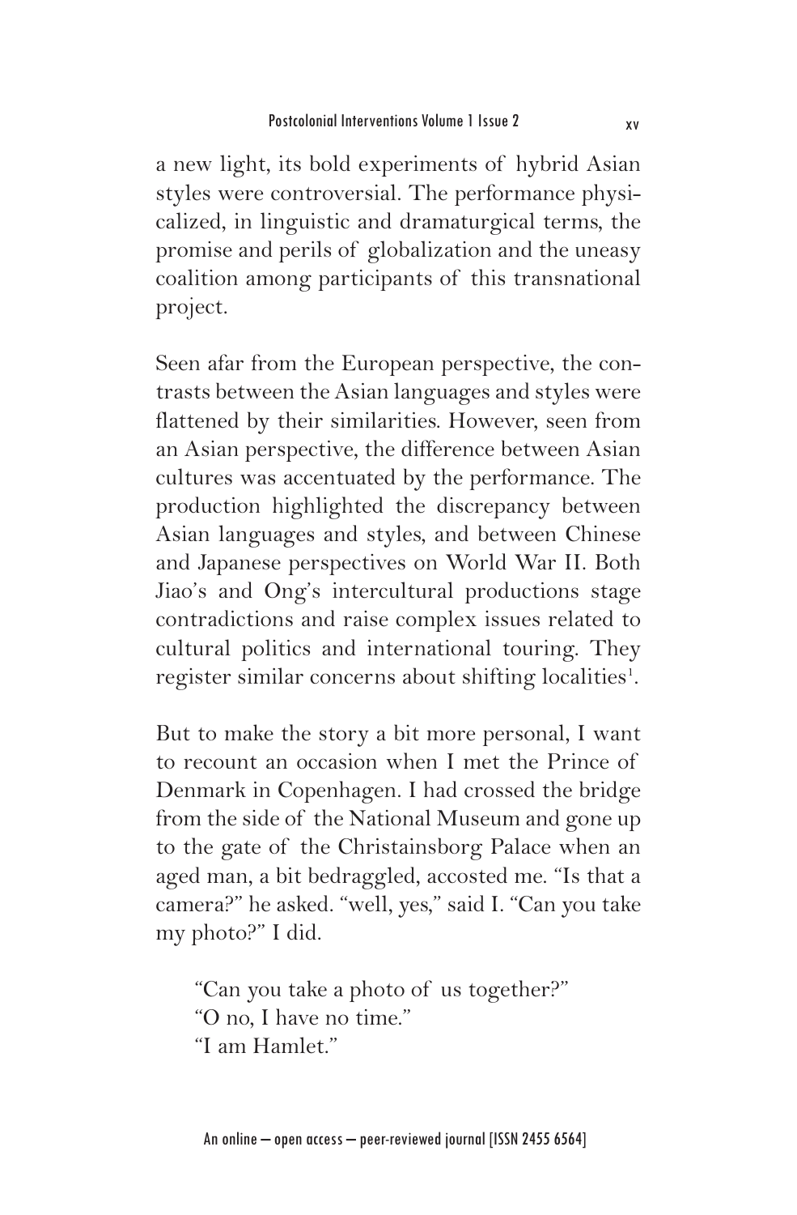a new light, its bold experiments of hybrid Asian styles were controversial. The performance physicalized, in linguistic and dramaturgical terms, the promise and perils of globalization and the uneasy coalition among participants of this transnational project.

Seen afar from the European perspective, the contrasts between the Asian languages and styles were flattened by their similarities. However, seen from an Asian perspective, the difference between Asian cultures was accentuated by the performance. The production highlighted the discrepancy between Asian languages and styles, and between Chinese and Japanese perspectives on World War II. Both Jiao's and Ong's intercultural productions stage contradictions and raise complex issues related to cultural politics and international touring. They register similar concerns about shifting localities[1].

But to make the story a bit more personal, I want to recount an occasion when I met the Prince of Denmark in Copenhagen. I had crossed the bridge from the side of the National Museum and gone up to the gate of the Christainsborg Palace when an aged man, a bit bedraggled, accosted me. "Is that a camera?" he asked. "well, yes," said I. "Can you take my photo?" I did.

> "Can you take a photo of us together?"
> "O no, I have no time."
> "I am Hamlet."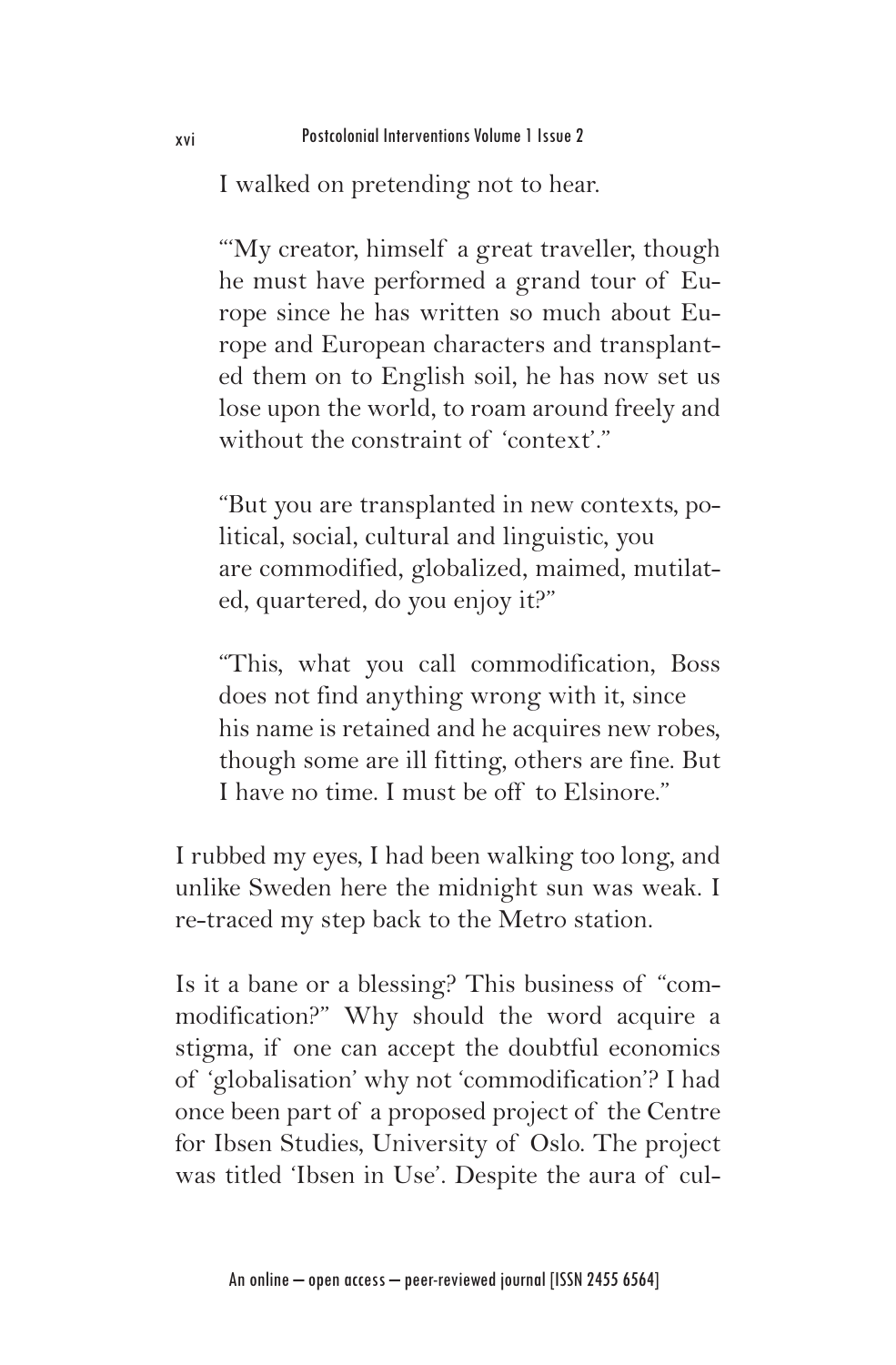I walked on pretending not to hear.

"'My creator, himself a great traveller, though he must have performed a grand tour of Europe since he has written so much about Europe and European characters and transplanted them on to English soil, he has now set us lose upon the world, to roam around freely and without the constraint of 'context'."

"But you are transplanted in new contexts, political, social, cultural and linguistic, you are commodified, globalized, maimed, mutilated, quartered, do you enjoy it?"

"This, what you call commodification, Boss does not find anything wrong with it, since his name is retained and he acquires new robes, though some are ill fitting, others are fine. But I have no time. I must be off to Elsinore."

I rubbed my eyes, I had been walking too long, and unlike Sweden here the midnight sun was weak. I re-traced my step back to the Metro station.

Is it a bane or a blessing? This business of "commodification?" Why should the word acquire a stigma, if one can accept the doubtful economics of 'globalisation' why not 'commodification'? I had once been part of a proposed project of the Centre for Ibsen Studies, University of Oslo. The project was titled 'Ibsen in Use'. Despite the aura of cul-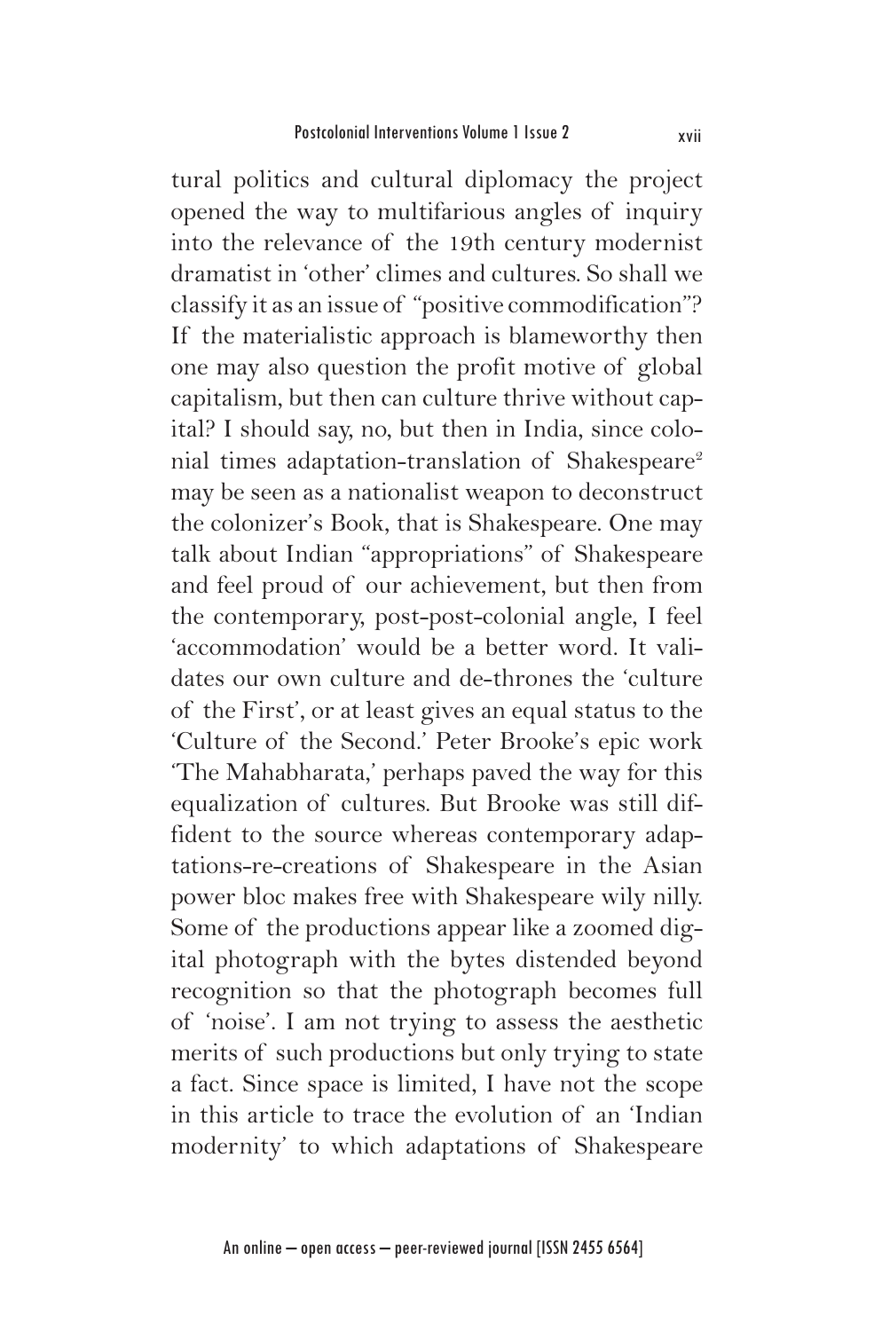tural politics and cultural diplomacy the project opened the way to multifarious angles of inquiry into the relevance of the 19th century modernist dramatist in 'other' climes and cultures. So shall we classify it as an issue of "positive commodification"? If the materialistic approach is blameworthy then one may also question the profit motive of global capitalism, but then can culture thrive without capital? I should say, no, but then in India, since colonial times adaptation-translation of Shakespeare[2] may be seen as a nationalist weapon to deconstruct the colonizer's Book, that is Shakespeare. One may talk about Indian "appropriations" of Shakespeare and feel proud of our achievement, but then from the contemporary, post-post-colonial angle, I feel 'accommodation' would be a better word. It validates our own culture and de-thrones the 'culture of the First', or at least gives an equal status to the 'Culture of the Second.' Peter Brooke's epic work 'The Mahabharata,' perhaps paved the way for this equalization of cultures. But Brooke was still diffident to the source whereas contemporary adaptations-re-creations of Shakespeare in the Asian power bloc makes free with Shakespeare wily nilly. Some of the productions appear like a zoomed digital photograph with the bytes distended beyond recognition so that the photograph becomes full of 'noise'. I am not trying to assess the aesthetic merits of such productions but only trying to state a fact. Since space is limited, I have not the scope in this article to trace the evolution of an 'Indian modernity' to which adaptations of Shakespeare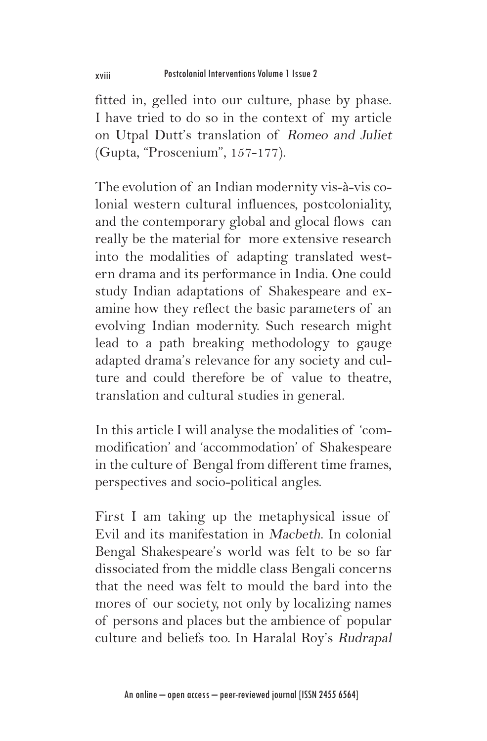fitted in, gelled into our culture, phase by phase. I have tried to do so in the context of my article on Utpal Dutt's translation of *Romeo and Juliet* (Gupta, "Proscenium", 157-177).

The evolution of an Indian modernity vis-à-vis colonial western cultural influences, postcoloniality, and the contemporary global and glocal flows can really be the material for more extensive research into the modalities of adapting translated western drama and its performance in India. One could study Indian adaptations of Shakespeare and examine how they reflect the basic parameters of an evolving Indian modernity. Such research might lead to a path breaking methodology to gauge adapted drama's relevance for any society and culture and could therefore be of value to theatre, translation and cultural studies in general.

In this article I will analyse the modalities of 'commodification' and 'accommodation' of Shakespeare in the culture of Bengal from different time frames, perspectives and socio-political angles.

First I am taking up the metaphysical issue of Evil and its manifestation in *Macbeth*. In colonial Bengal Shakespeare's world was felt to be so far dissociated from the middle class Bengali concerns that the need was felt to mould the bard into the mores of our society, not only by localizing names of persons and places but the ambience of popular culture and beliefs too. In Haralal Roy's *Rudrapal*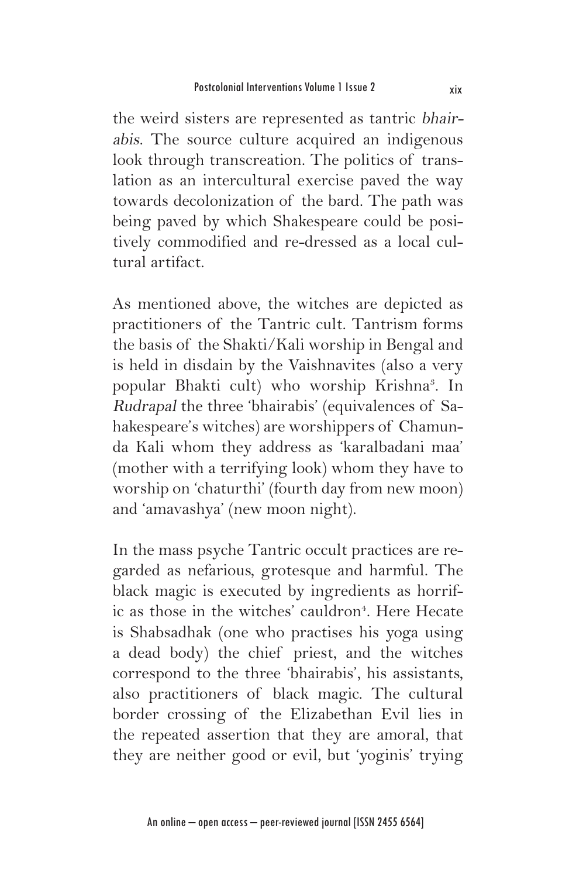the weird sisters are represented as tantric *bhairabis*. The source culture acquired an indigenous look through transcreation. The politics of translation as an intercultural exercise paved the way towards decolonization of the bard. The path was being paved by which Shakespeare could be positively commodified and re-dressed as a local cultural artifact.

As mentioned above, the witches are depicted as practitioners of the Tantric cult. Tantrism forms the basis of the Shakti/Kali worship in Bengal and is held in disdain by the Vaishnavites (also a very popular Bhakti cult) who worship Krishna[3]. In *Rudrapal* the three 'bhairabis' (equivalences of Sahakespeare's witches) are worshippers of Chamunda Kali whom they address as 'karalbadani maa' (mother with a terrifying look) whom they have to worship on 'chaturthi' (fourth day from new moon) and 'amavashya' (new moon night).

In the mass psyche Tantric occult practices are regarded as nefarious, grotesque and harmful. The black magic is executed by ingredients as horrific as those in the witches' cauldron[4]. Here Hecate is Shabsadhak (one who practises his yoga using a dead body) the chief priest, and the witches correspond to the three 'bhairabis', his assistants, also practitioners of black magic. The cultural border crossing of the Elizabethan Evil lies in the repeated assertion that they are amoral, that they are neither good or evil, but 'yoginis' trying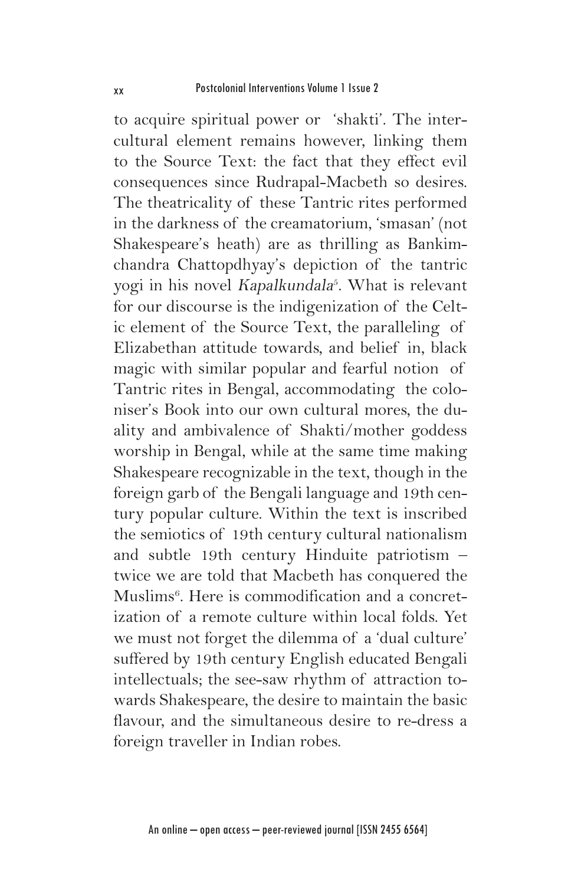to acquire spiritual power or 'shakti'. The intercultural element remains however, linking them to the Source Text: the fact that they effect evil consequences since Rudrapal-Macbeth so desires. The theatricality of these Tantric rites performed in the darkness of the creamatorium, 'smasan' (not Shakespeare's heath) are as thrilling as Bankimchandra Chattopdhyay's depiction of the tantric yogi in his novel *Kapalkundala*[5]. What is relevant for our discourse is the indigenization of the Celtic element of the Source Text, the paralleling of Elizabethan attitude towards, and belief in, black magic with similar popular and fearful notion of Tantric rites in Bengal, accommodating the coloniser's Book into our own cultural mores, the duality and ambivalence of Shakti/mother goddess worship in Bengal, while at the same time making Shakespeare recognizable in the text, though in the foreign garb of the Bengali language and 19th century popular culture. Within the text is inscribed the semiotics of 19th century cultural nationalism and subtle 19th century Hinduite patriotism – twice we are told that Macbeth has conquered the Muslims[6]. Here is commodification and a concretization of a remote culture within local folds. Yet we must not forget the dilemma of a 'dual culture' suffered by 19th century English educated Bengali intellectuals; the see-saw rhythm of attraction towards Shakespeare, the desire to maintain the basic flavour, and the simultaneous desire to re-dress a foreign traveller in Indian robes.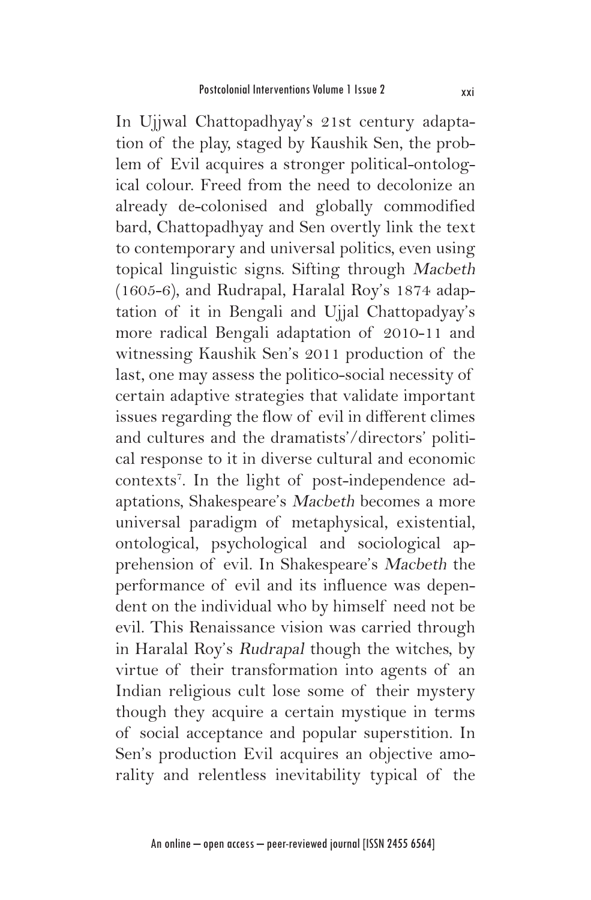In Ujjwal Chattopadhyay's 21st century adaptation of the play, staged by Kaushik Sen, the problem of Evil acquires a stronger political-ontological colour. Freed from the need to decolonize an already de-colonised and globally commodified bard, Chattopadhyay and Sen overtly link the text to contemporary and universal politics, even using topical linguistic signs. Sifting through *Macbeth* (1605-6), and Rudrapal, Haralal Roy's 1874 adaptation of it in Bengali and Ujjal Chattopadyay's more radical Bengali adaptation of 2010-11 and witnessing Kaushik Sen's 2011 production of the last, one may assess the politico-social necessity of certain adaptive strategies that validate important issues regarding the flow of evil in different climes and cultures and the dramatists'/directors' political response to it in diverse cultural and economic contexts[7]. In the light of post-independence adaptations, Shakespeare's *Macbeth* becomes a more universal paradigm of metaphysical, existential, ontological, psychological and sociological apprehension of evil. In Shakespeare's *Macbeth* the performance of evil and its influence was dependent on the individual who by himself need not be evil. This Renaissance vision was carried through in Haralal Roy's *Rudrapal* though the witches, by virtue of their transformation into agents of an Indian religious cult lose some of their mystery though they acquire a certain mystique in terms of social acceptance and popular superstition. In Sen's production Evil acquires an objective amorality and relentless inevitability typical of the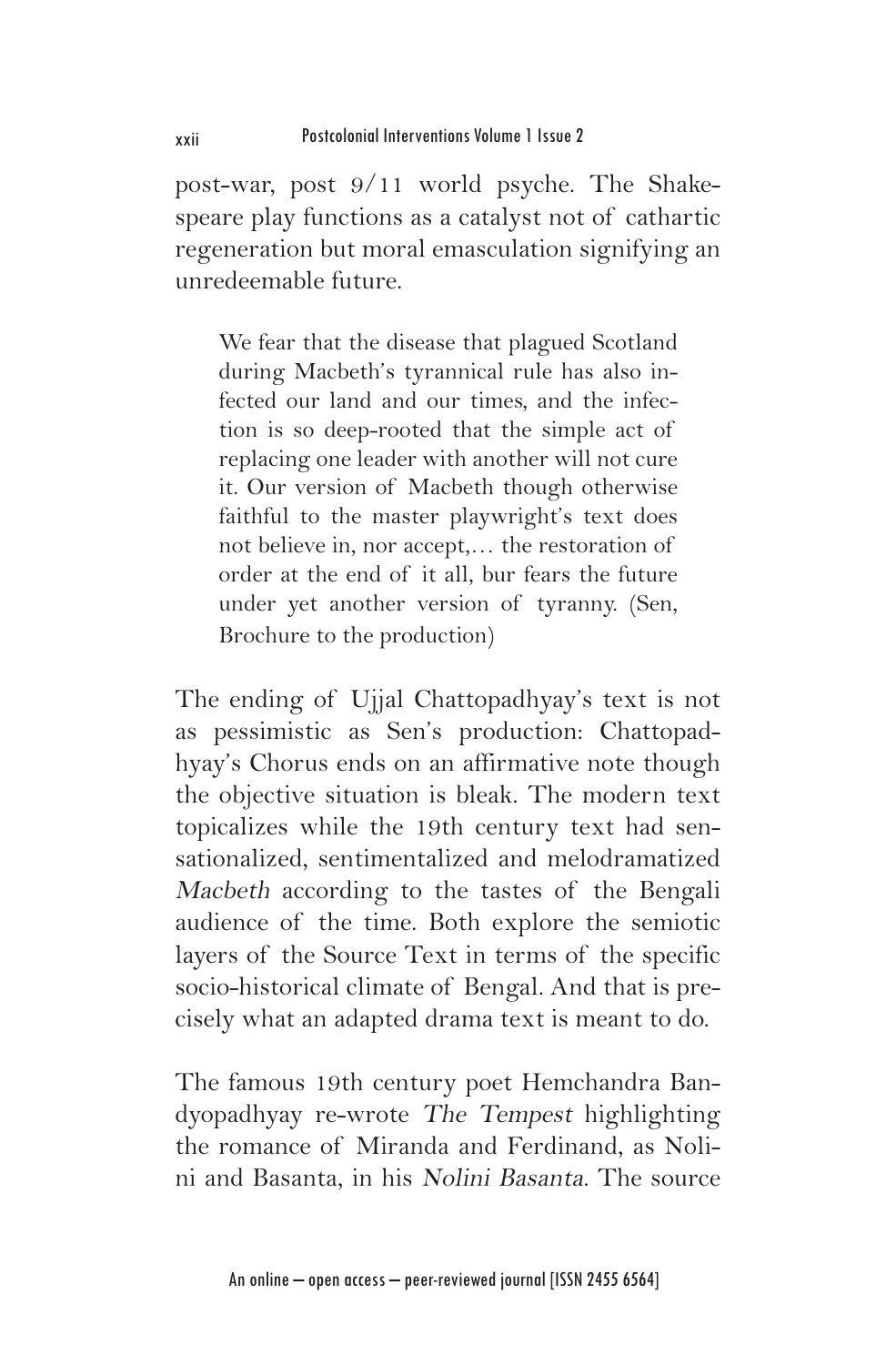post-war, post 9/11 world psyche. The Shakespeare play functions as a catalyst not of cathartic regeneration but moral emasculation signifying an unredeemable future.

> We fear that the disease that plagued Scotland during Macbeth's tyrannical rule has also infected our land and our times, and the infection is so deep-rooted that the simple act of replacing one leader with another will not cure it. Our version of Macbeth though otherwise faithful to the master playwright's text does not believe in, nor accept,… the restoration of order at the end of it all, bur fears the future under yet another version of tyranny. (Sen, Brochure to the production)

The ending of Ujjal Chattopadhyay's text is not as pessimistic as Sen's production: Chattopadhyay's Chorus ends on an affirmative note though the objective situation is bleak. The modern text topicalizes while the 19th century text had sensationalized, sentimentalized and melodramatized *Macbeth* according to the tastes of the Bengali audience of the time. Both explore the semiotic layers of the Source Text in terms of the specific socio-historical climate of Bengal. And that is precisely what an adapted drama text is meant to do.

The famous 19th century poet Hemchandra Bandyopadhyay re-wrote *The Tempest* highlighting the romance of Miranda and Ferdinand, as Nolini and Basanta, in his *Nolini Basanta*. The source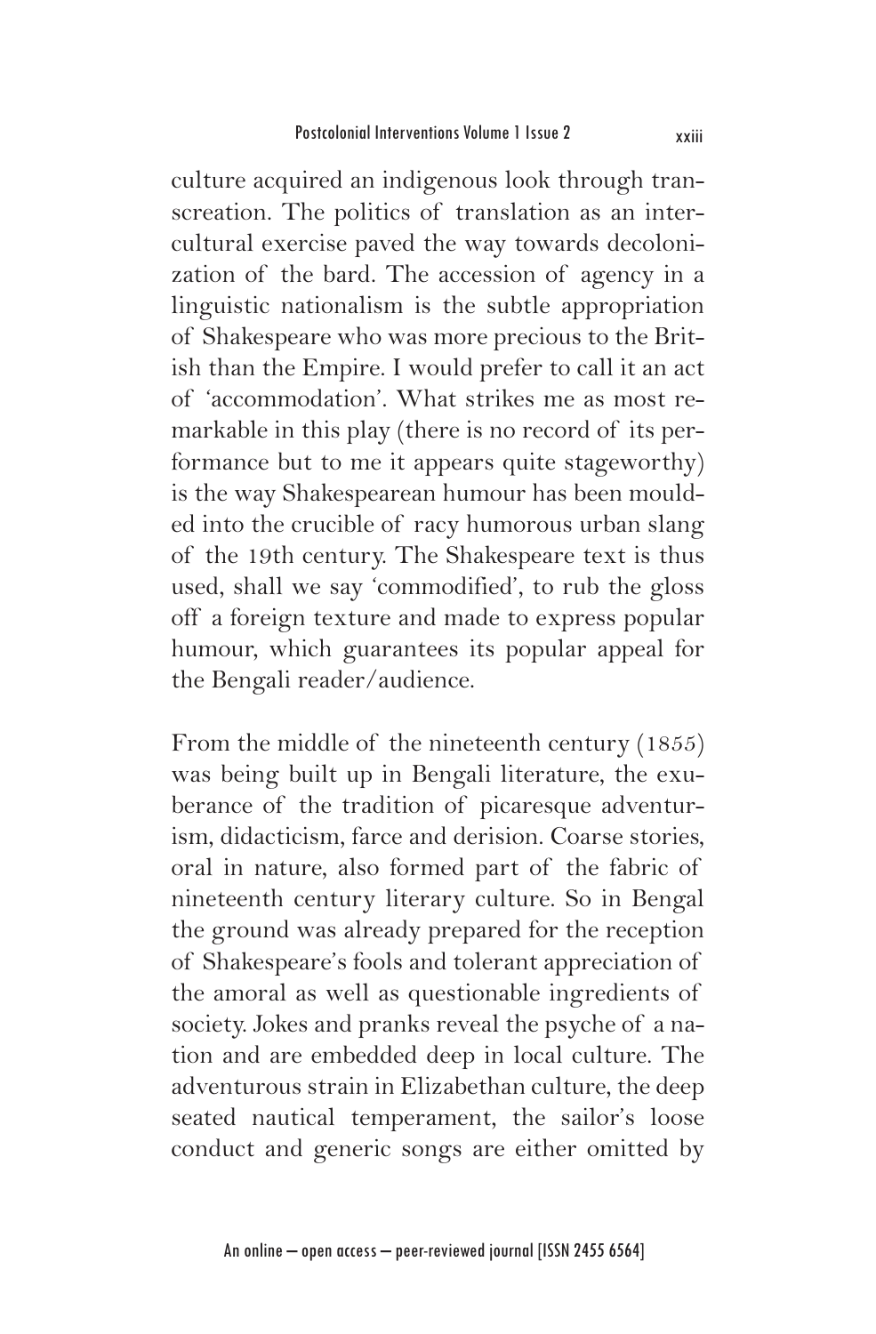culture acquired an indigenous look through transcreation. The politics of translation as an intercultural exercise paved the way towards decolonization of the bard. The accession of agency in a linguistic nationalism is the subtle appropriation of Shakespeare who was more precious to the British than the Empire. I would prefer to call it an act of 'accommodation'. What strikes me as most remarkable in this play (there is no record of its performance but to me it appears quite stageworthy) is the way Shakespearean humour has been moulded into the crucible of racy humorous urban slang of the 19th century. The Shakespeare text is thus used, shall we say 'commodified', to rub the gloss off a foreign texture and made to express popular humour, which guarantees its popular appeal for the Bengali reader/audience.

From the middle of the nineteenth century (1855) was being built up in Bengali literature, the exuberance of the tradition of picaresque adventurism, didacticism, farce and derision. Coarse stories, oral in nature, also formed part of the fabric of nineteenth century literary culture. So in Bengal the ground was already prepared for the reception of Shakespeare's fools and tolerant appreciation of the amoral as well as questionable ingredients of society. Jokes and pranks reveal the psyche of a nation and are embedded deep in local culture. The adventurous strain in Elizabethan culture, the deep seated nautical temperament, the sailor's loose conduct and generic songs are either omitted by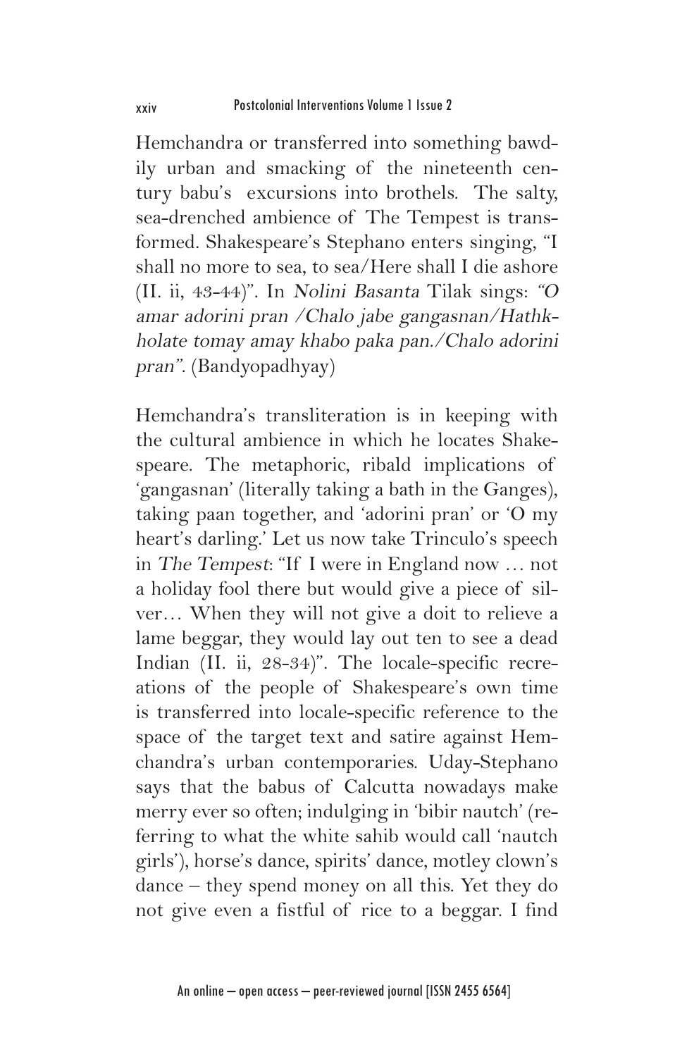Hemchandra or transferred into something bawdily urban and smacking of the nineteenth century babu's excursions into brothels. The salty, sea-drenched ambience of The Tempest is transformed. Shakespeare's Stephano enters singing, "I shall no more to sea, to sea/Here shall I die ashore (II. ii, 43-44)". In *Nolini Basanta* Tilak sings: *"O amar adorini pran /Chalo jabe gangasnan/Hathkholate tomay amay khabo paka pan./Chalo adorini pran"*. (Bandyopadhyay)

Hemchandra's transliteration is in keeping with the cultural ambience in which he locates Shakespeare. The metaphoric, ribald implications of 'gangasnan' (literally taking a bath in the Ganges), taking paan together, and 'adorini pran' or 'O my heart's darling.' Let us now take Trinculo's speech in *The Tempest*: "If I were in England now … not a holiday fool there but would give a piece of silver… When they will not give a doit to relieve a lame beggar, they would lay out ten to see a dead Indian (II. ii, 28-34)". The locale-specific recreations of the people of Shakespeare's own time is transferred into locale-specific reference to the space of the target text and satire against Hemchandra's urban contemporaries. Uday-Stephano says that the babus of Calcutta nowadays make merry ever so often; indulging in 'bibir nautch' (referring to what the white sahib would call 'nautch girls'), horse's dance, spirits' dance, motley clown's dance – they spend money on all this. Yet they do not give even a fistful of rice to a beggar. I find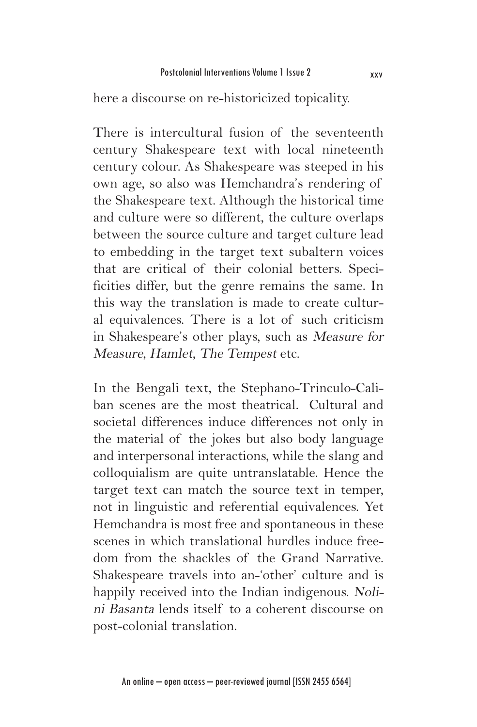here a discourse on re-historicized topicality.

There is intercultural fusion of the seventeenth century Shakespeare text with local nineteenth century colour. As Shakespeare was steeped in his own age, so also was Hemchandra's rendering of the Shakespeare text. Although the historical time and culture were so different, the culture overlaps between the source culture and target culture lead to embedding in the target text subaltern voices that are critical of their colonial betters. Specificities differ, but the genre remains the same. In this way the translation is made to create cultural equivalences. There is a lot of such criticism in Shakespeare's other plays, such as *Measure for Measure*, *Hamlet*, *The Tempest* etc.

In the Bengali text, the Stephano-Trinculo-Caliban scenes are the most theatrical. Cultural and societal differences induce differences not only in the material of the jokes but also body language and interpersonal interactions, while the slang and colloquialism are quite untranslatable. Hence the target text can match the source text in temper, not in linguistic and referential equivalences. Yet Hemchandra is most free and spontaneous in these scenes in which translational hurdles induce freedom from the shackles of the Grand Narrative. Shakespeare travels into an-'other' culture and is happily received into the Indian indigenous. *Nolini Basanta* lends itself to a coherent discourse on post-colonial translation.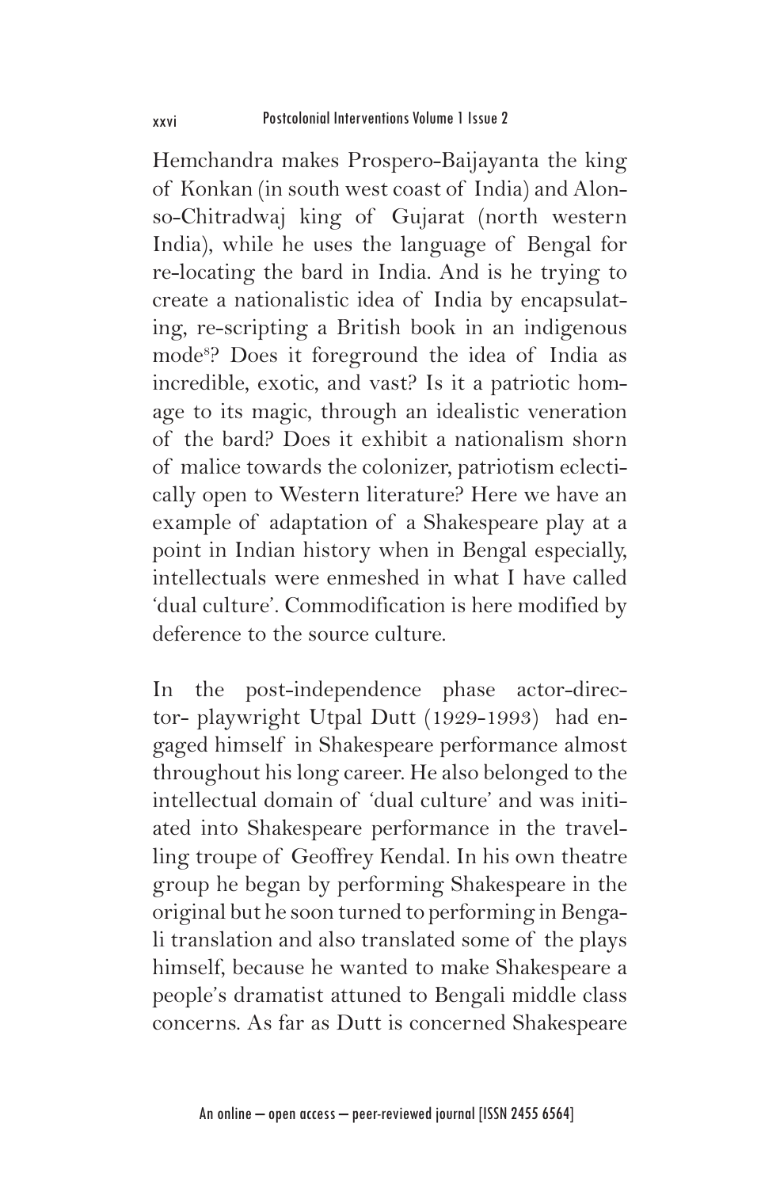Hemchandra makes Prospero-Baijayanta the king of Konkan (in south west coast of India) and Alonso-Chitradwaj king of Gujarat (north western India), while he uses the language of Bengal for re-locating the bard in India. And is he trying to create a nationalistic idea of India by encapsulating, re-scripting a British book in an indigenous mode[8]? Does it foreground the idea of India as incredible, exotic, and vast? Is it a patriotic homage to its magic, through an idealistic veneration of the bard? Does it exhibit a nationalism shorn of malice towards the colonizer, patriotism eclectically open to Western literature? Here we have an example of adaptation of a Shakespeare play at a point in Indian history when in Bengal especially, intellectuals were enmeshed in what I have called 'dual culture'. Commodification is here modified by deference to the source culture.

In the post-independence phase actor-director- playwright Utpal Dutt (1929-1993) had engaged himself in Shakespeare performance almost throughout his long career. He also belonged to the intellectual domain of 'dual culture' and was initiated into Shakespeare performance in the travelling troupe of Geoffrey Kendal. In his own theatre group he began by performing Shakespeare in the original but he soon turned to performing in Bengali translation and also translated some of the plays himself, because he wanted to make Shakespeare a people's dramatist attuned to Bengali middle class concerns. As far as Dutt is concerned Shakespeare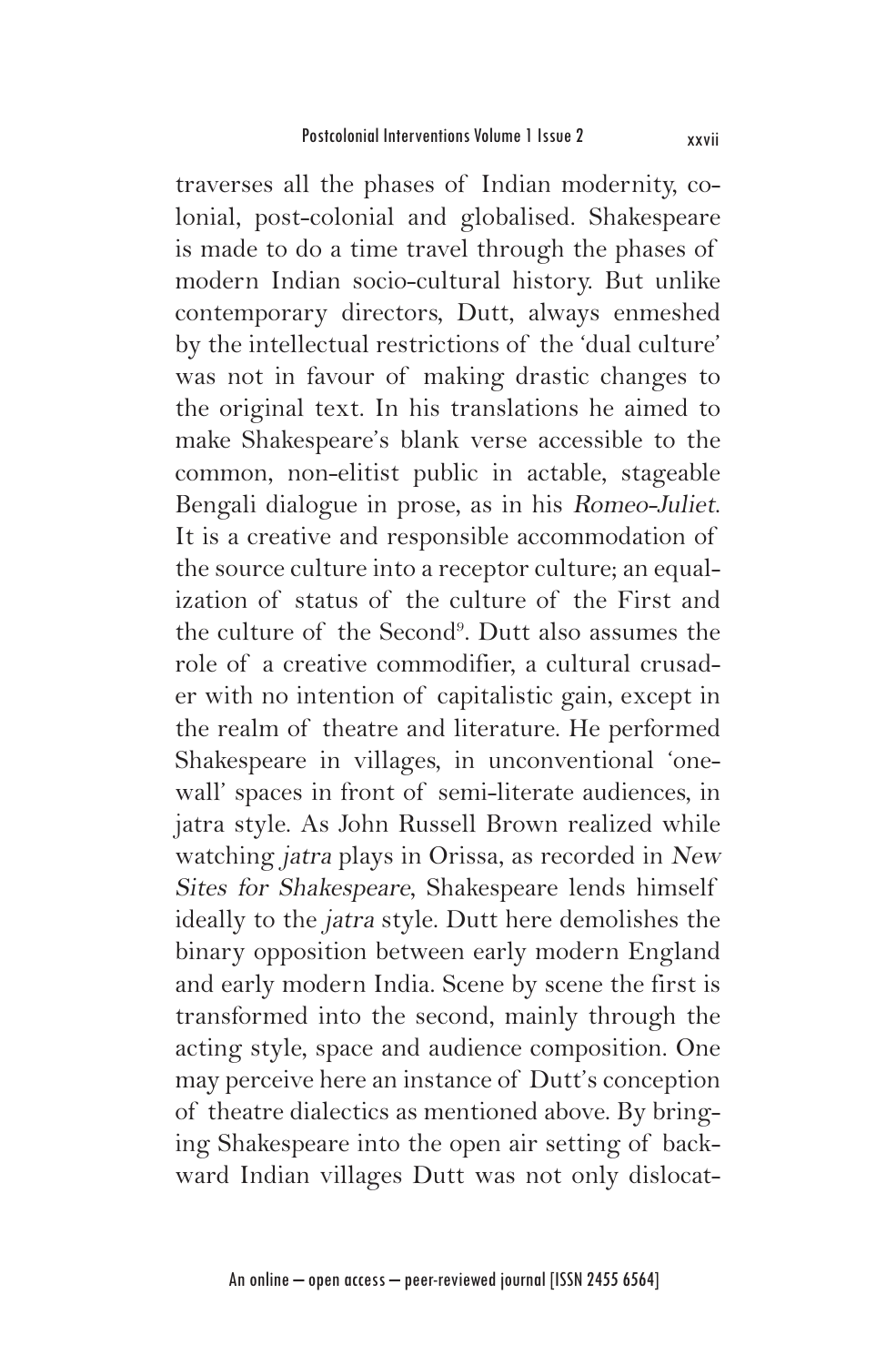traverses all the phases of Indian modernity, colonial, post-colonial and globalised. Shakespeare is made to do a time travel through the phases of modern Indian socio-cultural history. But unlike contemporary directors, Dutt, always enmeshed by the intellectual restrictions of the 'dual culture' was not in favour of making drastic changes to the original text. In his translations he aimed to make Shakespeare's blank verse accessible to the common, non-elitist public in actable, stageable Bengali dialogue in prose, as in his *Romeo-Juliet*. It is a creative and responsible accommodation of the source culture into a receptor culture; an equalization of status of the culture of the First and the culture of the Second[9]. Dutt also assumes the role of a creative commodifier, a cultural crusader with no intention of capitalistic gain, except in the realm of theatre and literature. He performed Shakespeare in villages, in unconventional 'one-wall' spaces in front of semi-literate audiences, in jatra style. As John Russell Brown realized while watching *jatra* plays in Orissa, as recorded in *New Sites for Shakespeare*, Shakespeare lends himself ideally to the *jatra* style. Dutt here demolishes the binary opposition between early modern England and early modern India. Scene by scene the first is transformed into the second, mainly through the acting style, space and audience composition. One may perceive here an instance of Dutt's conception of theatre dialectics as mentioned above. By bringing Shakespeare into the open air setting of backward Indian villages Dutt was not only dislocat-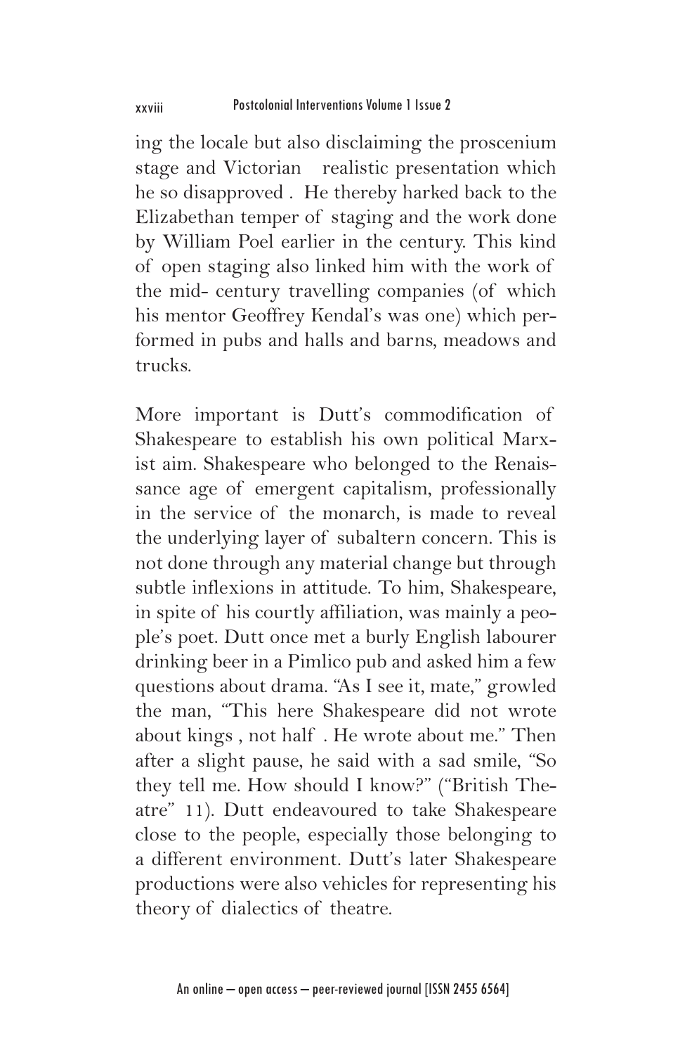ing the locale but also disclaiming the proscenium stage and Victorian realistic presentation which he so disapproved . He thereby harked back to the Elizabethan temper of staging and the work done by William Poel earlier in the century. This kind of open staging also linked him with the work of the mid- century travelling companies (of which his mentor Geoffrey Kendal's was one) which performed in pubs and halls and barns, meadows and trucks.

More important is Dutt's commodification of Shakespeare to establish his own political Marxist aim. Shakespeare who belonged to the Renaissance age of emergent capitalism, professionally in the service of the monarch, is made to reveal the underlying layer of subaltern concern. This is not done through any material change but through subtle inflexions in attitude. To him, Shakespeare, in spite of his courtly affiliation, was mainly a people's poet. Dutt once met a burly English labourer drinking beer in a Pimlico pub and asked him a few questions about drama. "As I see it, mate," growled the man, "This here Shakespeare did not wrote about kings , not half . He wrote about me." Then after a slight pause, he said with a sad smile, "So they tell me. How should I know?" ("British Theatre" 11). Dutt endeavoured to take Shakespeare close to the people, especially those belonging to a different environment. Dutt's later Shakespeare productions were also vehicles for representing his theory of dialectics of theatre.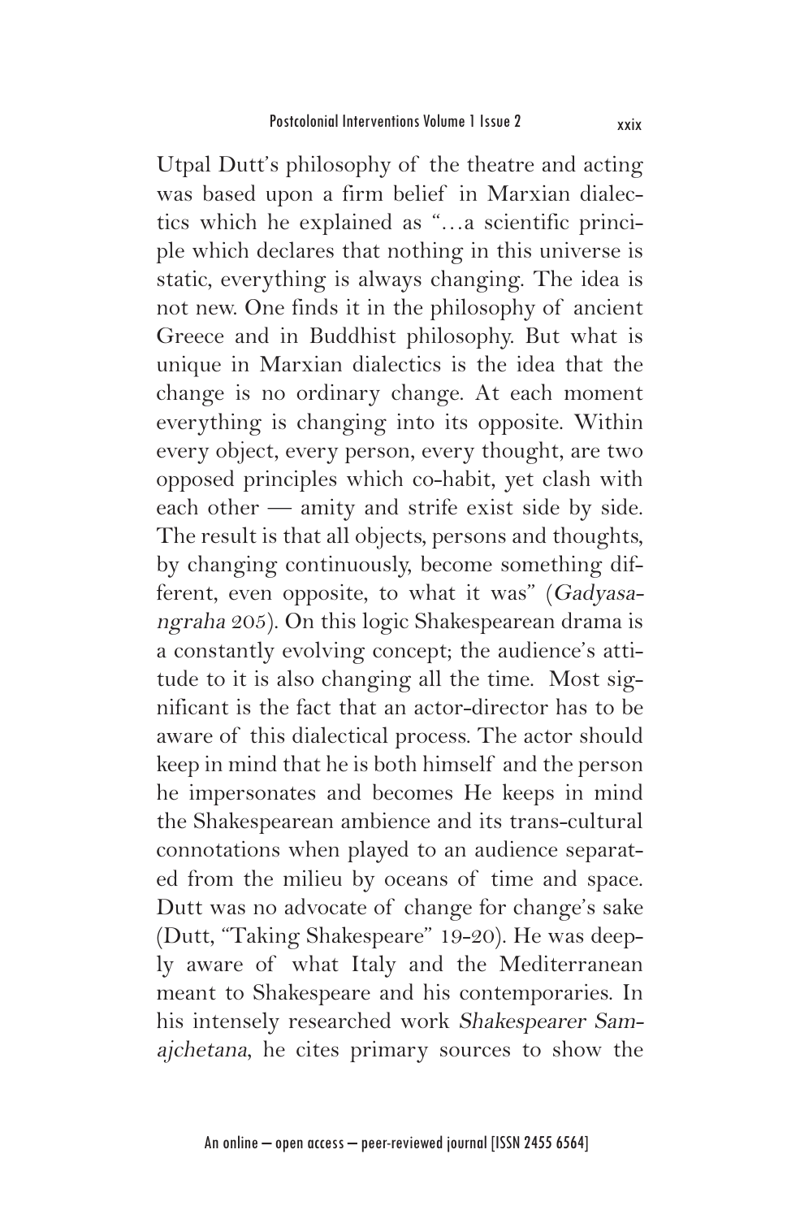Utpal Dutt's philosophy of the theatre and acting was based upon a firm belief in Marxian dialectics which he explained as "…a scientific principle which declares that nothing in this universe is static, everything is always changing. The idea is not new. One finds it in the philosophy of ancient Greece and in Buddhist philosophy. But what is unique in Marxian dialectics is the idea that the change is no ordinary change. At each moment everything is changing into its opposite. Within every object, every person, every thought, are two opposed principles which co-habit, yet clash with each other — amity and strife exist side by side. The result is that all objects, persons and thoughts, by changing continuously, become something different, even opposite, to what it was" (*Gadyasangraha* 205). On this logic Shakespearean drama is a constantly evolving concept; the audience's attitude to it is also changing all the time. Most significant is the fact that an actor-director has to be aware of this dialectical process. The actor should keep in mind that he is both himself and the person he impersonates and becomes He keeps in mind the Shakespearean ambience and its trans-cultural connotations when played to an audience separated from the milieu by oceans of time and space. Dutt was no advocate of change for change's sake (Dutt, "Taking Shakespeare" 19-20). He was deeply aware of what Italy and the Mediterranean meant to Shakespeare and his contemporaries. In his intensely researched work *Shakespearer Samajchetana*, he cites primary sources to show the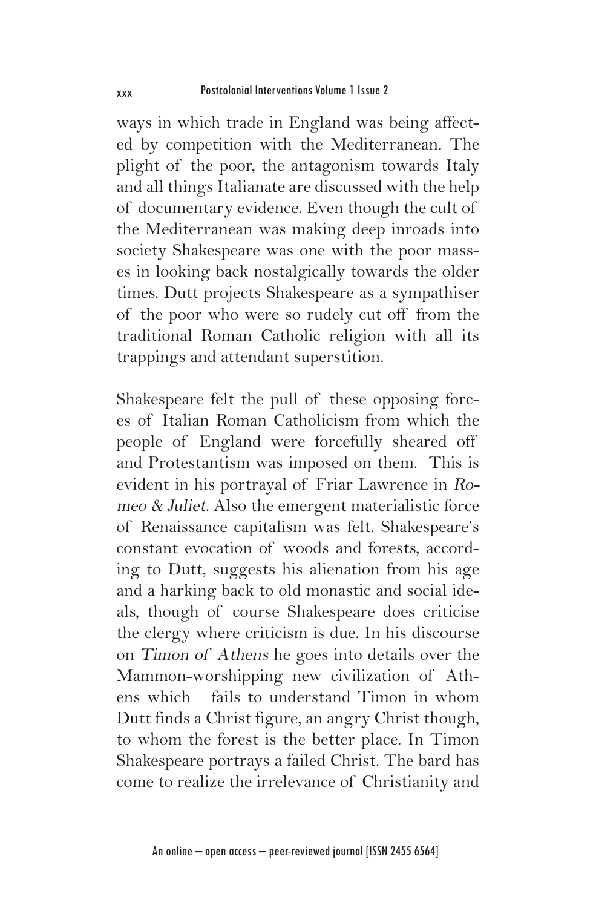ways in which trade in England was being affected by competition with the Mediterranean. The plight of the poor, the antagonism towards Italy and all things Italianate are discussed with the help of documentary evidence. Even though the cult of the Mediterranean was making deep inroads into society Shakespeare was one with the poor masses in looking back nostalgically towards the older times. Dutt projects Shakespeare as a sympathiser of the poor who were so rudely cut off from the traditional Roman Catholic religion with all its trappings and attendant superstition.

Shakespeare felt the pull of these opposing forces of Italian Roman Catholicism from which the people of England were forcefully sheared off and Protestantism was imposed on them. This is evident in his portrayal of Friar Lawrence in *Romeo & Juliet*. Also the emergent materialistic force of Renaissance capitalism was felt. Shakespeare's constant evocation of woods and forests, according to Dutt, suggests his alienation from his age and a harking back to old monastic and social ideals, though of course Shakespeare does criticise the clergy where criticism is due. In his discourse on *Timon of Athens* he goes into details over the Mammon-worshipping new civilization of Athens which fails to understand Timon in whom Dutt finds a Christ figure, an angry Christ though, to whom the forest is the better place. In Timon Shakespeare portrays a failed Christ. The bard has come to realize the irrelevance of Christianity and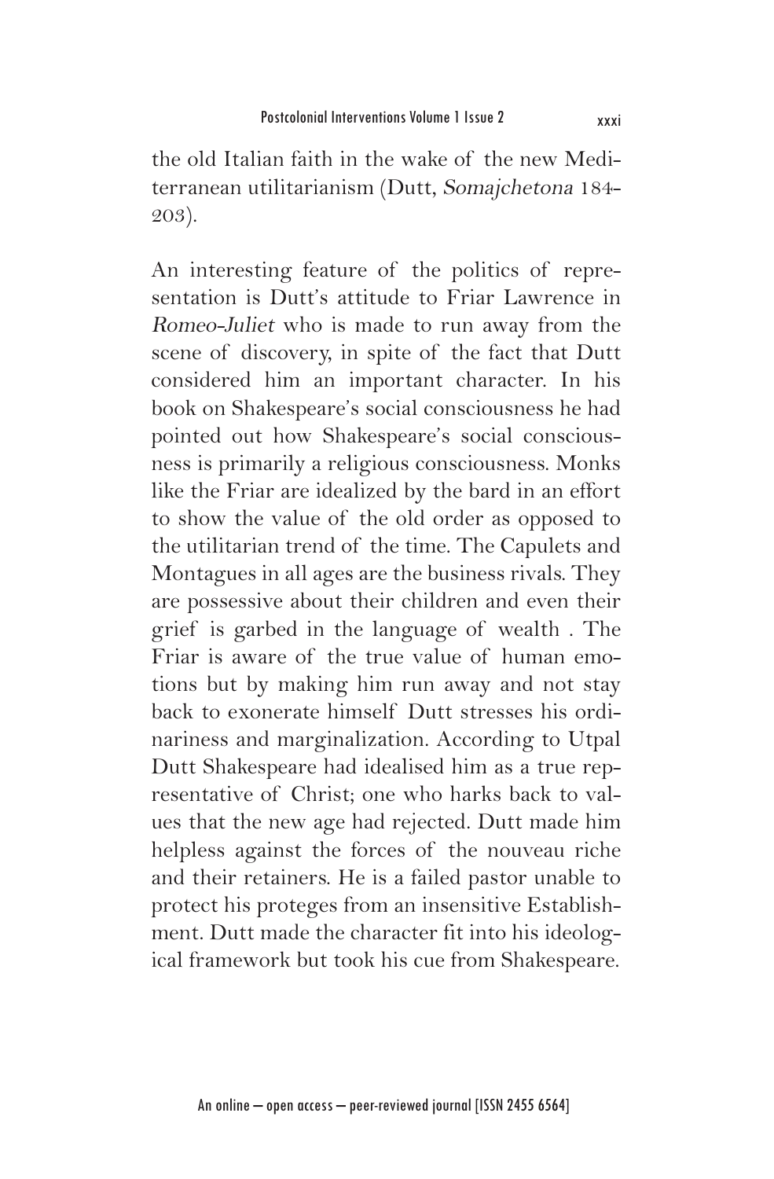the old Italian faith in the wake of the new Mediterranean utilitarianism (Dutt, *Somajchetona* 184-203).

An interesting feature of the politics of representation is Dutt's attitude to Friar Lawrence in *Romeo-Juliet* who is made to run away from the scene of discovery, in spite of the fact that Dutt considered him an important character. In his book on Shakespeare's social consciousness he had pointed out how Shakespeare's social consciousness is primarily a religious consciousness. Monks like the Friar are idealized by the bard in an effort to show the value of the old order as opposed to the utilitarian trend of the time. The Capulets and Montagues in all ages are the business rivals. They are possessive about their children and even their grief is garbed in the language of wealth . The Friar is aware of the true value of human emotions but by making him run away and not stay back to exonerate himself Dutt stresses his ordinariness and marginalization. According to Utpal Dutt Shakespeare had idealised him as a true representative of Christ; one who harks back to values that the new age had rejected. Dutt made him helpless against the forces of the nouveau riche and their retainers. He is a failed pastor unable to protect his proteges from an insensitive Establishment. Dutt made the character fit into his ideological framework but took his cue from Shakespeare.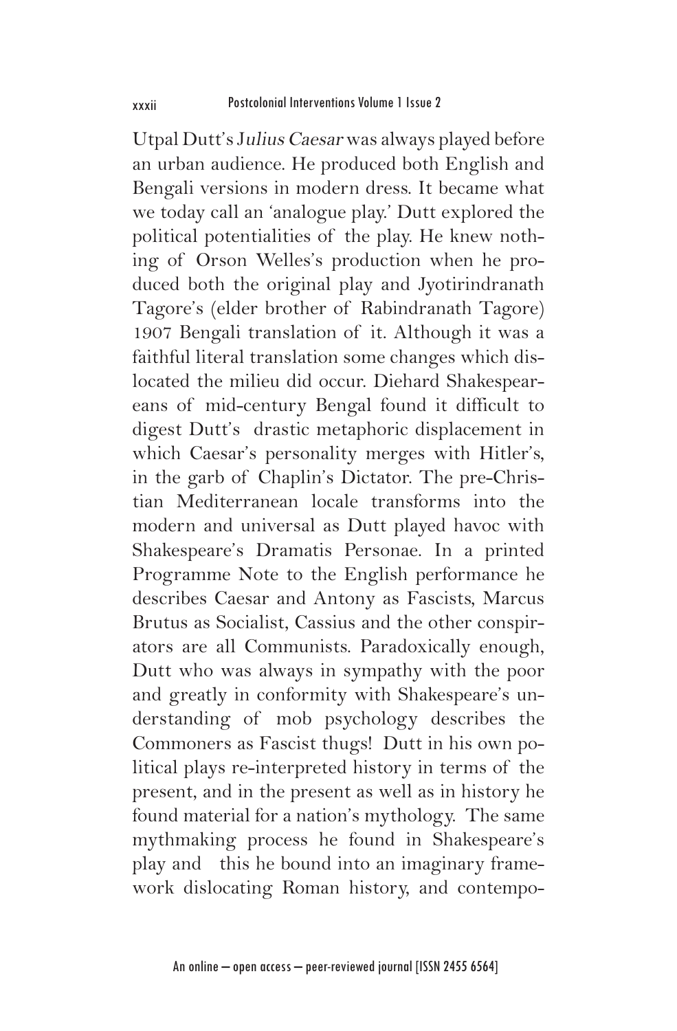Utpal Dutt's J*ulius Caesar* was always played before an urban audience. He produced both English and Bengali versions in modern dress. It became what we today call an 'analogue play.' Dutt explored the political potentialities of the play. He knew nothing of Orson Welles's production when he produced both the original play and Jyotirindranath Tagore's (elder brother of Rabindranath Tagore) 1907 Bengali translation of it. Although it was a faithful literal translation some changes which dislocated the milieu did occur. Diehard Shakespeareans of mid-century Bengal found it difficult to digest Dutt's drastic metaphoric displacement in which Caesar's personality merges with Hitler's, in the garb of Chaplin's Dictator. The pre-Christian Mediterranean locale transforms into the modern and universal as Dutt played havoc with Shakespeare's Dramatis Personae. In a printed Programme Note to the English performance he describes Caesar and Antony as Fascists, Marcus Brutus as Socialist, Cassius and the other conspirators are all Communists. Paradoxically enough, Dutt who was always in sympathy with the poor and greatly in conformity with Shakespeare's understanding of mob psychology describes the Commoners as Fascist thugs! Dutt in his own political plays re-interpreted history in terms of the present, and in the present as well as in history he found material for a nation's mythology. The same mythmaking process he found in Shakespeare's play and this he bound into an imaginary framework dislocating Roman history, and contempo-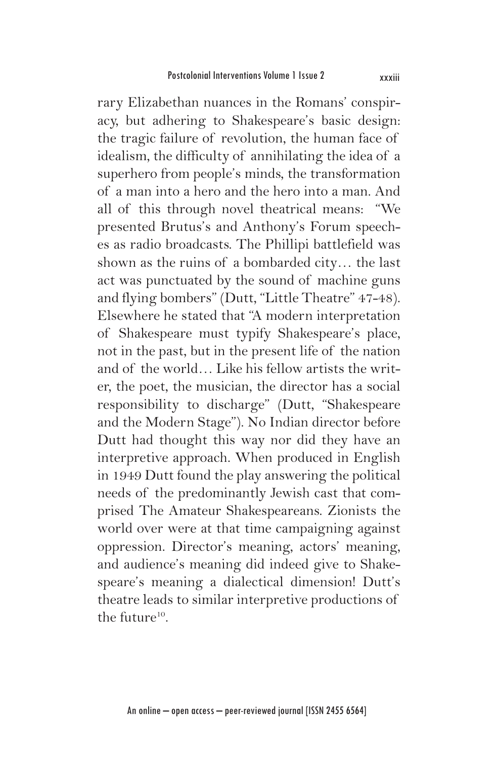rary Elizabethan nuances in the Romans' conspiracy, but adhering to Shakespeare's basic design: the tragic failure of revolution, the human face of idealism, the difficulty of annihilating the idea of a superhero from people's minds, the transformation of a man into a hero and the hero into a man. And all of this through novel theatrical means: "We presented Brutus's and Anthony's Forum speeches as radio broadcasts. The Phillipi battlefield was shown as the ruins of a bombarded city… the last act was punctuated by the sound of machine guns and flying bombers" (Dutt, "Little Theatre" 47-48). Elsewhere he stated that "A modern interpretation of Shakespeare must typify Shakespeare's place, not in the past, but in the present life of the nation and of the world… Like his fellow artists the writer, the poet, the musician, the director has a social responsibility to discharge" (Dutt, "Shakespeare and the Modern Stage"). No Indian director before Dutt had thought this way nor did they have an interpretive approach. When produced in English in 1949 Dutt found the play answering the political needs of the predominantly Jewish cast that comprised The Amateur Shakespeareans. Zionists the world over were at that time campaigning against oppression. Director's meaning, actors' meaning, and audience's meaning did indeed give to Shakespeare's meaning a dialectical dimension! Dutt's theatre leads to similar interpretive productions of the future[10].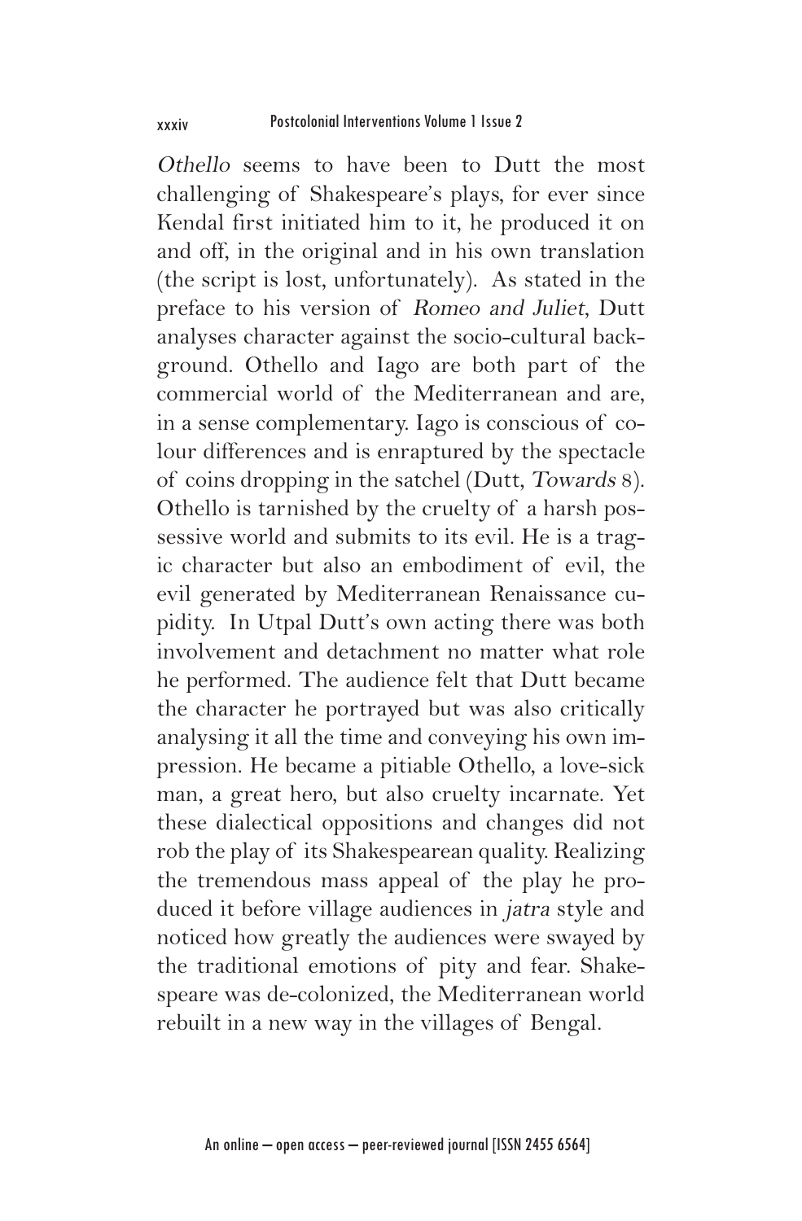*Othello* seems to have been to Dutt the most challenging of Shakespeare's plays, for ever since Kendal first initiated him to it, he produced it on and off, in the original and in his own translation (the script is lost, unfortunately). As stated in the preface to his version of *Romeo and Juliet*, Dutt analyses character against the socio-cultural background. Othello and Iago are both part of the commercial world of the Mediterranean and are, in a sense complementary. Iago is conscious of colour differences and is enraptured by the spectacle of coins dropping in the satchel (Dutt, *Towards* 8). Othello is tarnished by the cruelty of a harsh possessive world and submits to its evil. He is a tragic character but also an embodiment of evil, the evil generated by Mediterranean Renaissance cupidity. In Utpal Dutt's own acting there was both involvement and detachment no matter what role he performed. The audience felt that Dutt became the character he portrayed but was also critically analysing it all the time and conveying his own impression. He became a pitiable Othello, a love-sick man, a great hero, but also cruelty incarnate. Yet these dialectical oppositions and changes did not rob the play of its Shakespearean quality. Realizing the tremendous mass appeal of the play he produced it before village audiences in *jatra* style and noticed how greatly the audiences were swayed by the traditional emotions of pity and fear. Shakespeare was de-colonized, the Mediterranean world rebuilt in a new way in the villages of Bengal.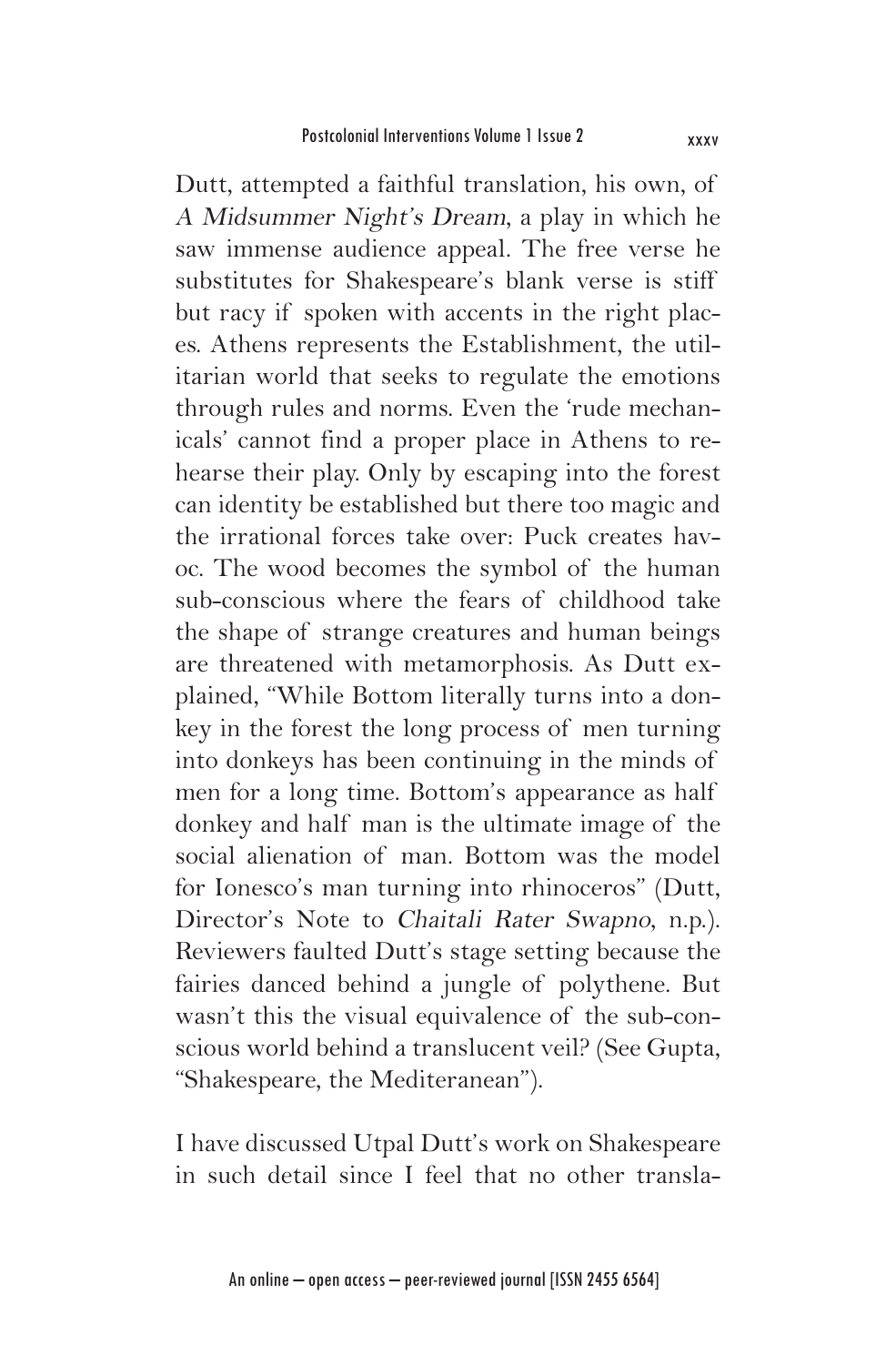Dutt, attempted a faithful translation, his own, of *A Midsummer Night's Dream*, a play in which he saw immense audience appeal. The free verse he substitutes for Shakespeare's blank verse is stiff but racy if spoken with accents in the right places. Athens represents the Establishment, the utilitarian world that seeks to regulate the emotions through rules and norms. Even the 'rude mechanicals' cannot find a proper place in Athens to rehearse their play. Only by escaping into the forest can identity be established but there too magic and the irrational forces take over: Puck creates havoc. The wood becomes the symbol of the human sub-conscious where the fears of childhood take the shape of strange creatures and human beings are threatened with metamorphosis. As Dutt explained, "While Bottom literally turns into a donkey in the forest the long process of men turning into donkeys has been continuing in the minds of men for a long time. Bottom's appearance as half donkey and half man is the ultimate image of the social alienation of man. Bottom was the model for Ionesco's man turning into rhinoceros" (Dutt, Director's Note to *Chaitali Rater Swapno*, n.p.). Reviewers faulted Dutt's stage setting because the fairies danced behind a jungle of polythene. But wasn't this the visual equivalence of the sub-conscious world behind a translucent veil? (See Gupta, "Shakespeare, the Mediteranean").

I have discussed Utpal Dutt's work on Shakespeare in such detail since I feel that no other transla-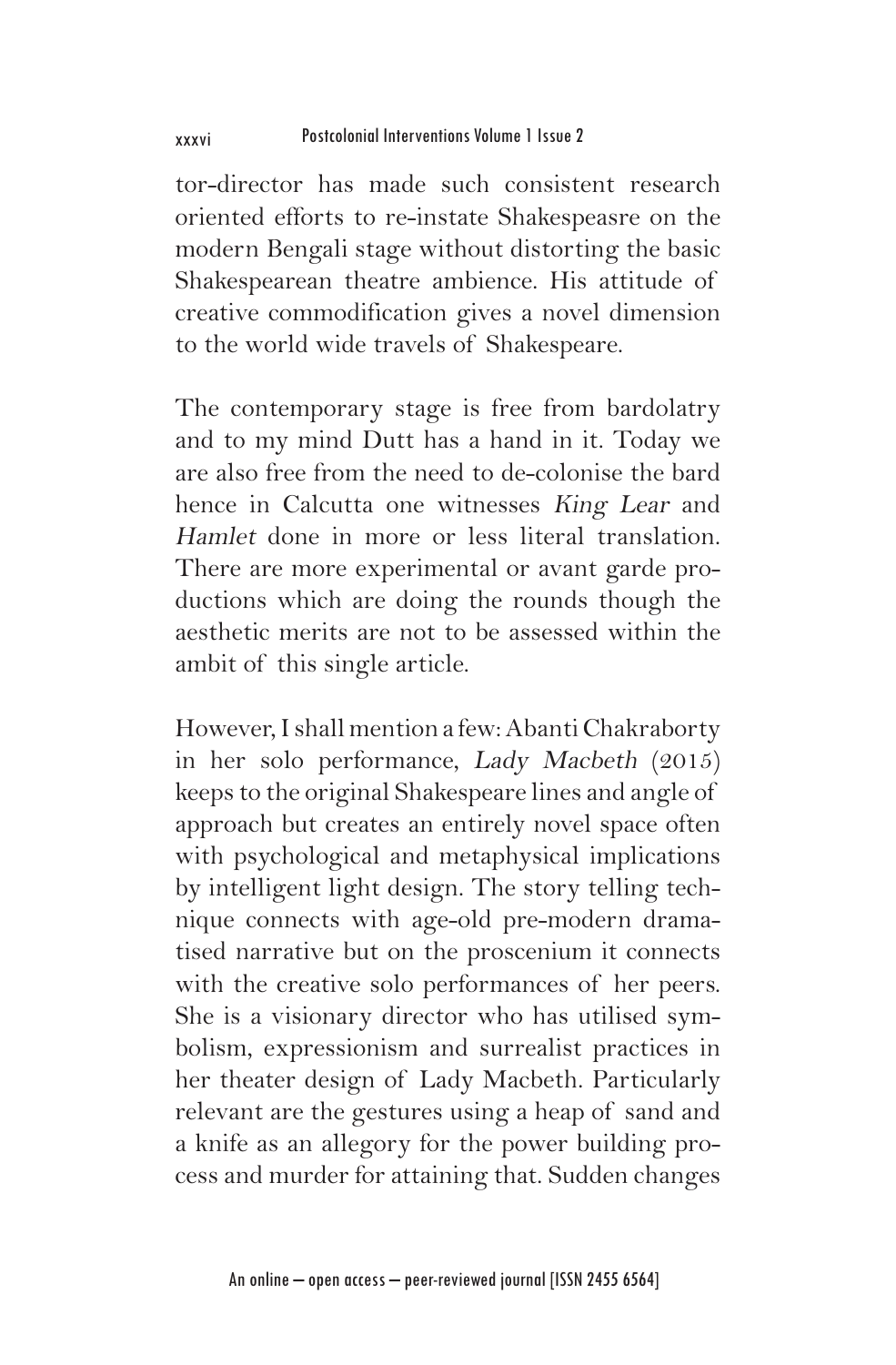tor-director has made such consistent research oriented efforts to re-instate Shakespeasre on the modern Bengali stage without distorting the basic Shakespearean theatre ambience. His attitude of creative commodification gives a novel dimension to the world wide travels of Shakespeare.

The contemporary stage is free from bardolatry and to my mind Dutt has a hand in it. Today we are also free from the need to de-colonise the bard hence in Calcutta one witnesses *King Lear* and *Hamlet* done in more or less literal translation. There are more experimental or avant garde productions which are doing the rounds though the aesthetic merits are not to be assessed within the ambit of this single article.

However, I shall mention a few: Abanti Chakraborty in her solo performance, *Lady Macbeth* (2015) keeps to the original Shakespeare lines and angle of approach but creates an entirely novel space often with psychological and metaphysical implications by intelligent light design. The story telling technique connects with age-old pre-modern dramatised narrative but on the proscenium it connects with the creative solo performances of her peers. She is a visionary director who has utilised symbolism, expressionism and surrealist practices in her theater design of Lady Macbeth. Particularly relevant are the gestures using a heap of sand and a knife as an allegory for the power building process and murder for attaining that. Sudden changes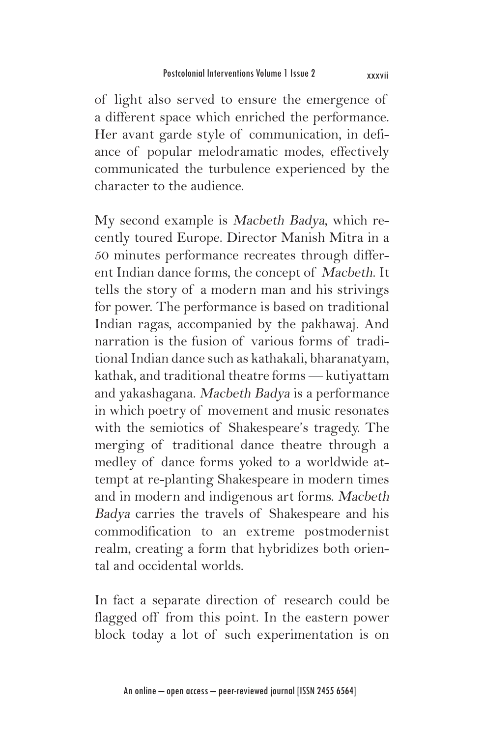of light also served to ensure the emergence of a different space which enriched the performance. Her avant garde style of communication, in defiance of popular melodramatic modes, effectively communicated the turbulence experienced by the character to the audience.

My second example is *Macbeth Badya*, which recently toured Europe. Director Manish Mitra in a 50 minutes performance recreates through different Indian dance forms, the concept of *Macbeth*. It tells the story of a modern man and his strivings for power. The performance is based on traditional Indian ragas, accompanied by the pakhawaj. And narration is the fusion of various forms of traditional Indian dance such as kathakali, bharanatyam, kathak, and traditional theatre forms — kutiyattam and yakashagana. *Macbeth Badya* is a performance in which poetry of movement and music resonates with the semiotics of Shakespeare's tragedy. The merging of traditional dance theatre through a medley of dance forms yoked to a worldwide attempt at re-planting Shakespeare in modern times and in modern and indigenous art forms. *Macbeth Badya* carries the travels of Shakespeare and his commodification to an extreme postmodernist realm, creating a form that hybridizes both oriental and occidental worlds.

In fact a separate direction of research could be flagged off from this point. In the eastern power block today a lot of such experimentation is on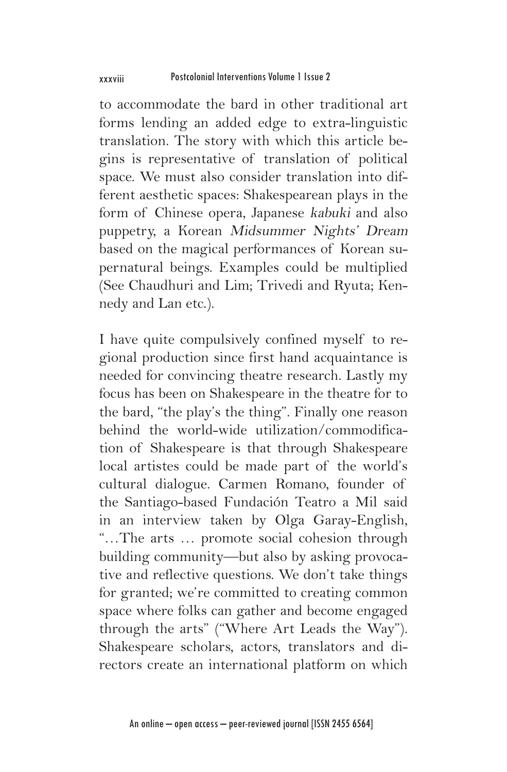to accommodate the bard in other traditional art forms lending an added edge to extra-linguistic translation. The story with which this article begins is representative of translation of political space. We must also consider translation into different aesthetic spaces: Shakespearean plays in the form of Chinese opera, Japanese *kabuki* and also puppetry, a Korean *Midsummer Nights' Dream* based on the magical performances of Korean supernatural beings. Examples could be multiplied (See Chaudhuri and Lim; Trivedi and Ryuta; Kennedy and Lan etc.).

I have quite compulsively confined myself to regional production since first hand acquaintance is needed for convincing theatre research. Lastly my focus has been on Shakespeare in the theatre for to the bard, "the play's the thing". Finally one reason behind the world-wide utilization/commodification of Shakespeare is that through Shakespeare local artistes could be made part of the world's cultural dialogue. Carmen Romano, founder of the Santiago-based Fundación Teatro a Mil said in an interview taken by Olga Garay-English, "…The arts … promote social cohesion through building community—but also by asking provocative and reflective questions. We don't take things for granted; we're committed to creating common space where folks can gather and become engaged through the arts" ("Where Art Leads the Way"). Shakespeare scholars, actors, translators and directors create an international platform on which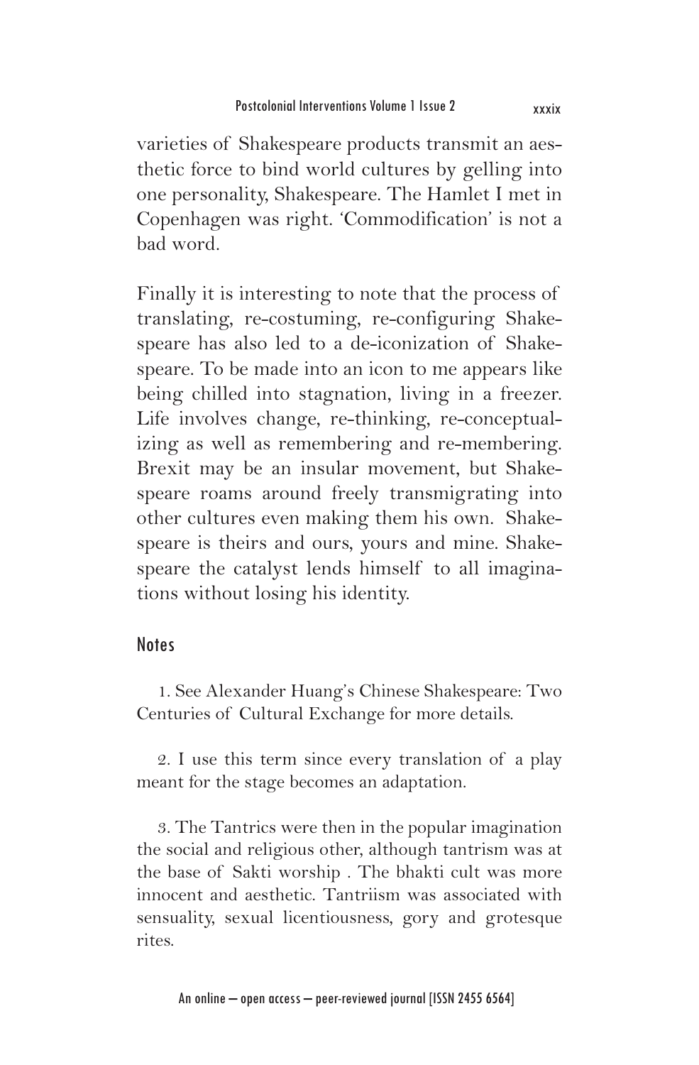varieties of Shakespeare products transmit an aesthetic force to bind world cultures by gelling into one personality, Shakespeare. The Hamlet I met in Copenhagen was right. 'Commodification' is not a bad word.

Finally it is interesting to note that the process of translating, re-costuming, re-configuring Shakespeare has also led to a de-iconization of Shakespeare. To be made into an icon to me appears like being chilled into stagnation, living in a freezer. Life involves change, re-thinking, re-conceptualizing as well as remembering and re-membering. Brexit may be an insular movement, but Shakespeare roams around freely transmigrating into other cultures even making them his own. Shakespeare is theirs and ours, yours and mine. Shakespeare the catalyst lends himself to all imaginations without losing his identity.

## Notes

1. See Alexander Huang's Chinese Shakespeare: Two Centuries of Cultural Exchange for more details.

2. I use this term since every translation of a play meant for the stage becomes an adaptation.

3. The Tantrics were then in the popular imagination the social and religious other, although tantrism was at the base of Sakti worship . The bhakti cult was more innocent and aesthetic. Tantriism was associated with sensuality, sexual licentiousness, gory and grotesque rites.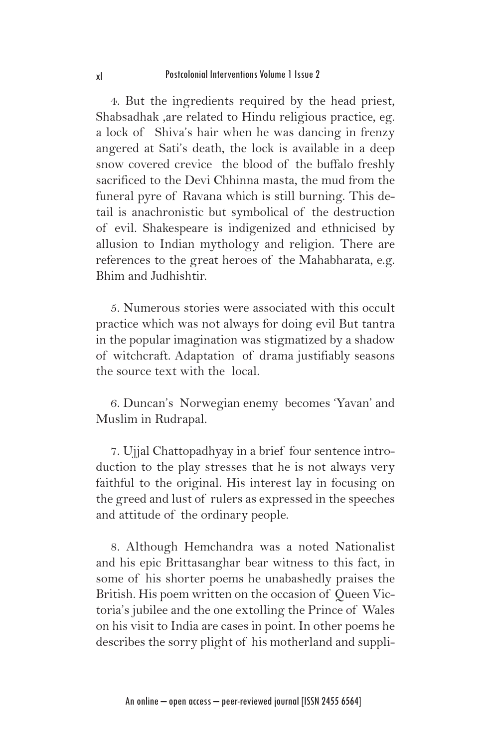4. But the ingredients required by the head priest, Shabsadhak ,are related to Hindu religious practice, eg. a lock of Shiva's hair when he was dancing in frenzy angered at Sati's death, the lock is available in a deep snow covered crevice the blood of the buffalo freshly sacrificed to the Devi Chhinna masta, the mud from the funeral pyre of Ravana which is still burning. This detail is anachronistic but symbolical of the destruction of evil. Shakespeare is indigenized and ethnicised by allusion to Indian mythology and religion. There are references to the great heroes of the Mahabharata, e.g. Bhim and Judhishtir.

5. Numerous stories were associated with this occult practice which was not always for doing evil But tantra in the popular imagination was stigmatized by a shadow of witchcraft. Adaptation of drama justifiably seasons the source text with the local.

6. Duncan's Norwegian enemy becomes 'Yavan' and Muslim in Rudrapal.

7. Ujjal Chattopadhyay in a brief four sentence introduction to the play stresses that he is not always very faithful to the original. His interest lay in focusing on the greed and lust of rulers as expressed in the speeches and attitude of the ordinary people.

8. Although Hemchandra was a noted Nationalist and his epic Brittasanghar bear witness to this fact, in some of his shorter poems he unabashedly praises the British. His poem written on the occasion of Queen Victoria's jubilee and the one extolling the Prince of Wales on his visit to India are cases in point. In other poems he describes the sorry plight of his motherland and suppli-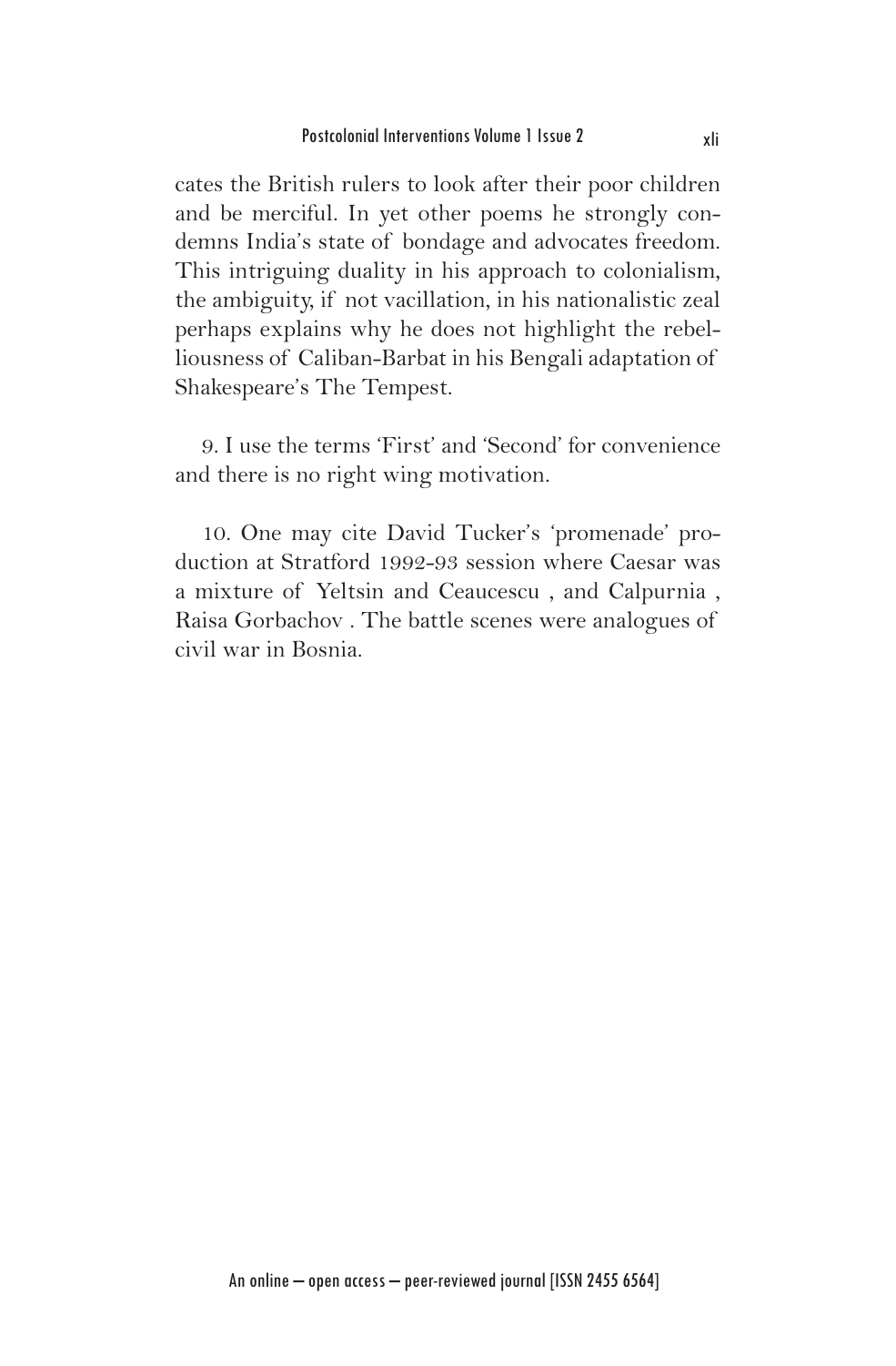cates the British rulers to look after their poor children and be merciful. In yet other poems he strongly condemns India's state of bondage and advocates freedom. This intriguing duality in his approach to colonialism, the ambiguity, if not vacillation, in his nationalistic zeal perhaps explains why he does not highlight the rebelliousness of Caliban-Barbat in his Bengali adaptation of Shakespeare's The Tempest.

9. I use the terms 'First' and 'Second' for convenience and there is no right wing motivation.

10. One may cite David Tucker's 'promenade' production at Stratford 1992-93 session where Caesar was a mixture of Yeltsin and Ceaucescu , and Calpurnia , Raisa Gorbachov . The battle scenes were analogues of civil war in Bosnia.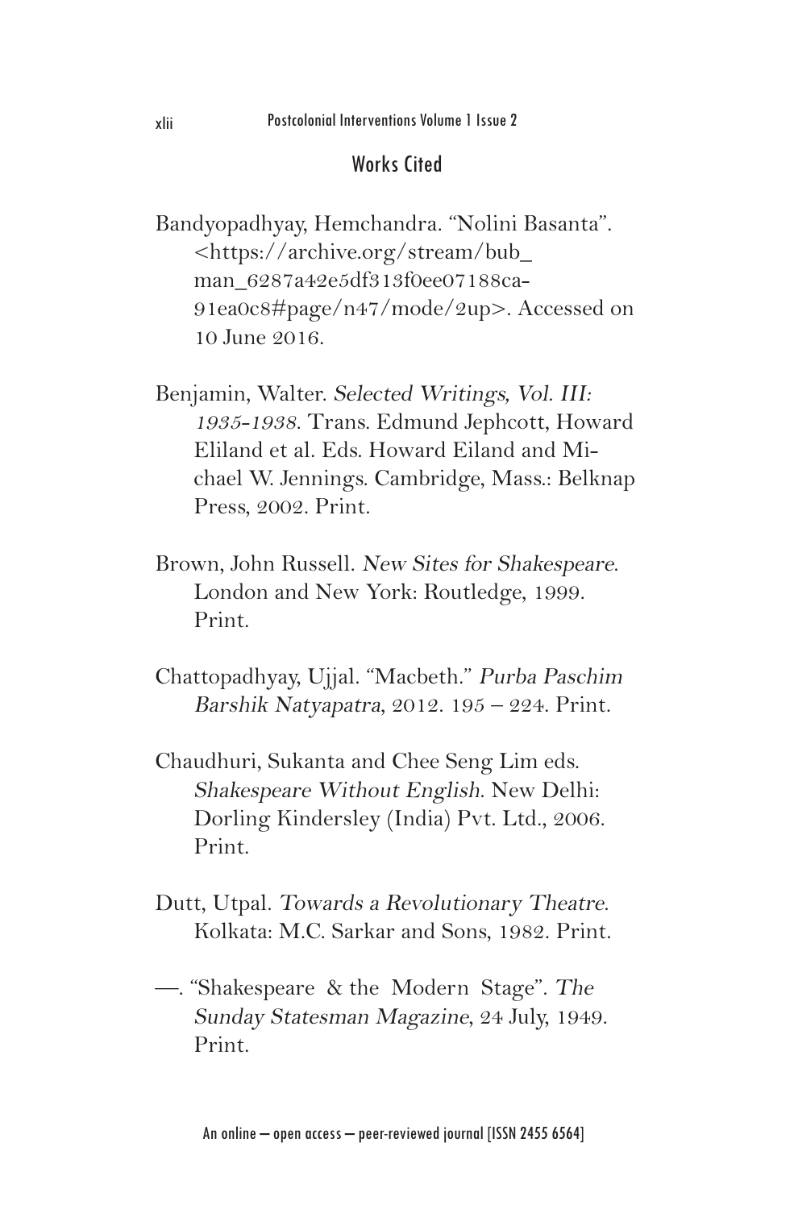## Works Cited

Bandyopadhyay, Hemchandra. "Nolini Basanta". <https://archive.org/stream/bub_man_6287a42e5df313f0ee07188ca91ea0c8#page/n47/mode/2up>. Accessed on 10 June 2016.

Benjamin, Walter. *Selected Writings, Vol. III: 1935-1938*. Trans. Edmund Jephcott, Howard Eliland et al. Eds. Howard Eiland and Michael W. Jennings. Cambridge, Mass.: Belknap Press, 2002. Print.

Brown, John Russell. *New Sites for Shakespeare*. London and New York: Routledge, 1999. Print.

Chattopadhyay, Ujjal. "Macbeth." *Purba Paschim Barshik Natyapatra*, 2012. 195 – 224. Print.

Chaudhuri, Sukanta and Chee Seng Lim eds. *Shakespeare Without English*. New Delhi: Dorling Kindersley (India) Pvt. Ltd., 2006. Print.

Dutt, Utpal. *Towards a Revolutionary Theatre*. Kolkata: M.C. Sarkar and Sons, 1982. Print.

—. "Shakespeare & the Modern Stage". *The Sunday Statesman Magazine*, 24 July, 1949. Print.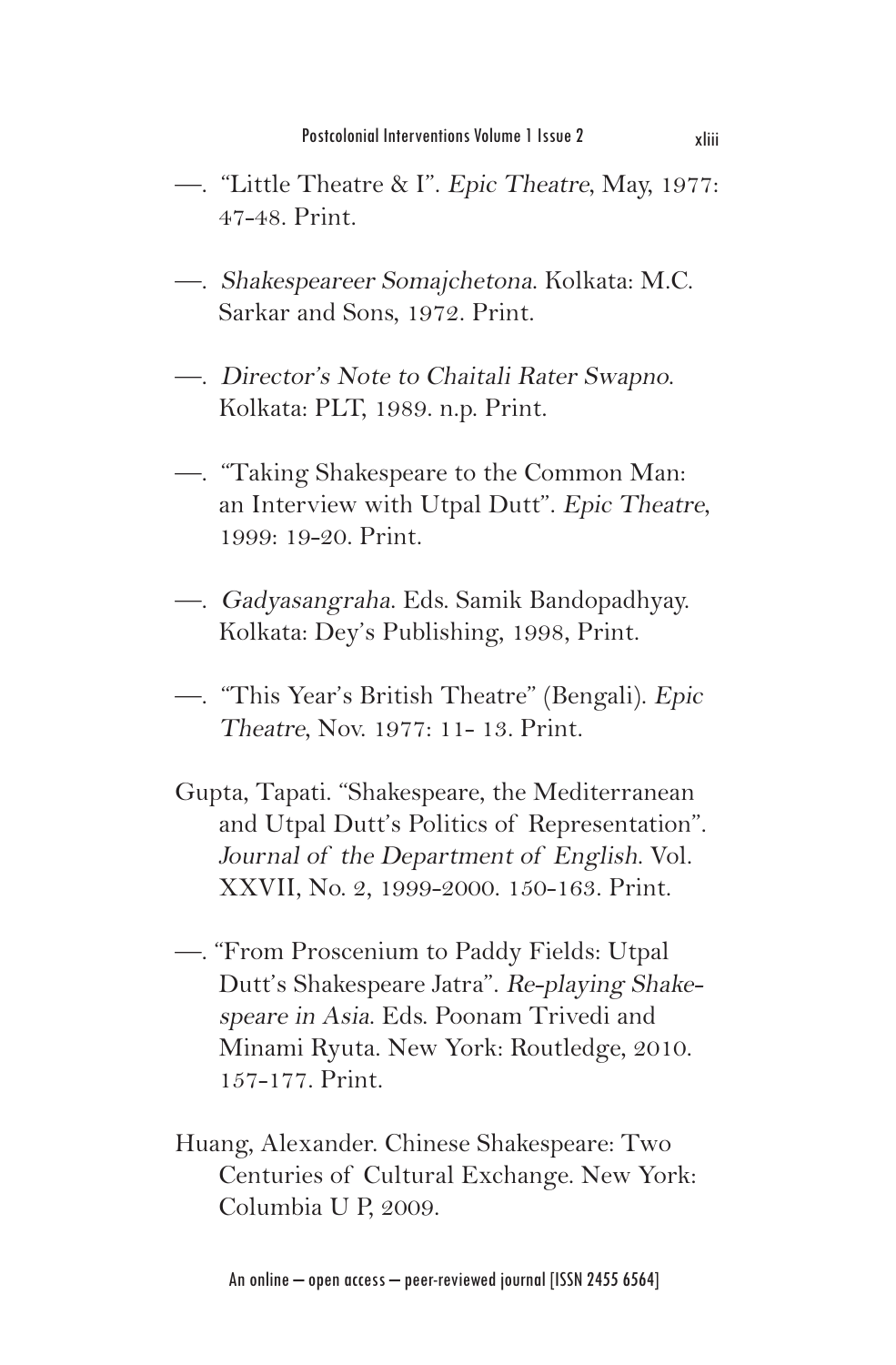—. "Little Theatre & I". *Epic Theatre*, May, 1977: 47-48. Print.

—. *Shakespeareer Somajchetona*. Kolkata: M.C. Sarkar and Sons, 1972. Print.

—. *Director's Note to Chaitali Rater Swapno*. Kolkata: PLT, 1989. n.p. Print.

—. "Taking Shakespeare to the Common Man: an Interview with Utpal Dutt". *Epic Theatre*, 1999: 19-20. Print.

—. *Gadyasangraha*. Eds. Samik Bandopadhyay. Kolkata: Dey's Publishing, 1998, Print.

—. "This Year's British Theatre" (Bengali). *Epic Theatre*, Nov. 1977: 11- 13. Print.

Gupta, Tapati. "Shakespeare, the Mediterranean and Utpal Dutt's Politics of Representation". *Journal of the Department of English*. Vol. XXVII, No. 2, 1999-2000. 150-163. Print.

—. "From Proscenium to Paddy Fields: Utpal Dutt's Shakespeare Jatra". *Re-playing Shakespeare in Asia*. Eds. Poonam Trivedi and Minami Ryuta. New York: Routledge, 2010. 157-177. Print.

Huang, Alexander. Chinese Shakespeare: Two Centuries of Cultural Exchange. New York: Columbia U P, 2009.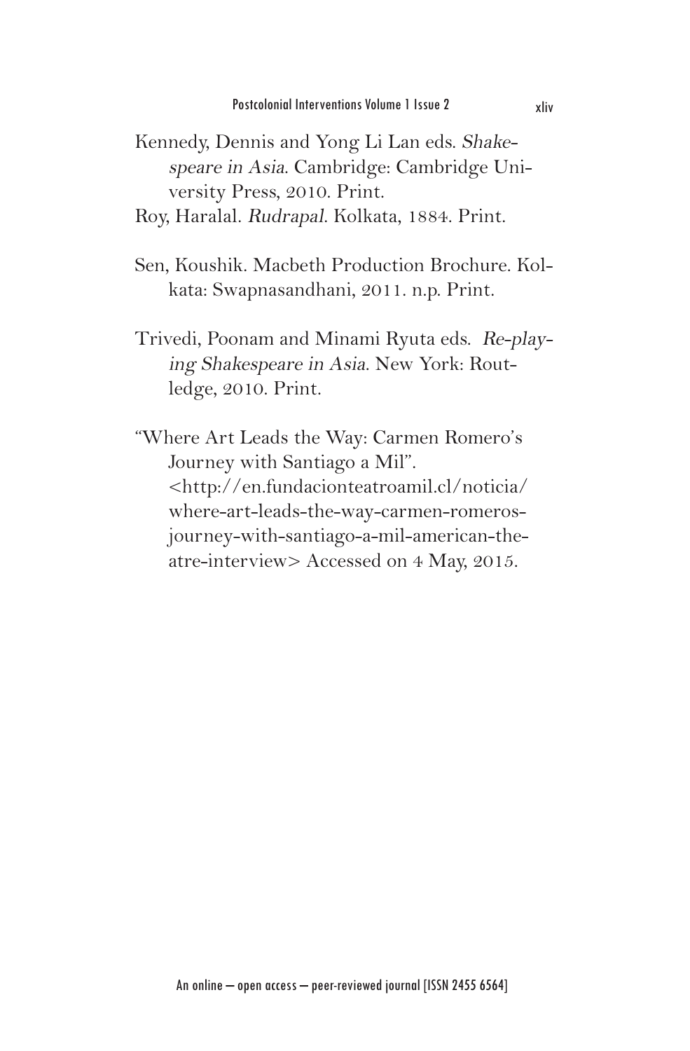Kennedy, Dennis and Yong Li Lan eds. *Shakespeare in Asia*. Cambridge: Cambridge University Press, 2010. Print.

Roy, Haralal. *Rudrapal*. Kolkata, 1884. Print.

Sen, Koushik. Macbeth Production Brochure. Kolkata: Swapnasandhani, 2011. n.p. Print.

Trivedi, Poonam and Minami Ryuta eds. *Re-playing Shakespeare in Asia*. New York: Routledge, 2010. Print.

"Where Art Leads the Way: Carmen Romero's Journey with Santiago a Mil". <http://en.fundacionteatroamil.cl/noticia/where-art-leads-the-way-carmen-romeros-journey-with-santiago-a-mil-american-theatre-interview> Accessed on 4 May, 2015.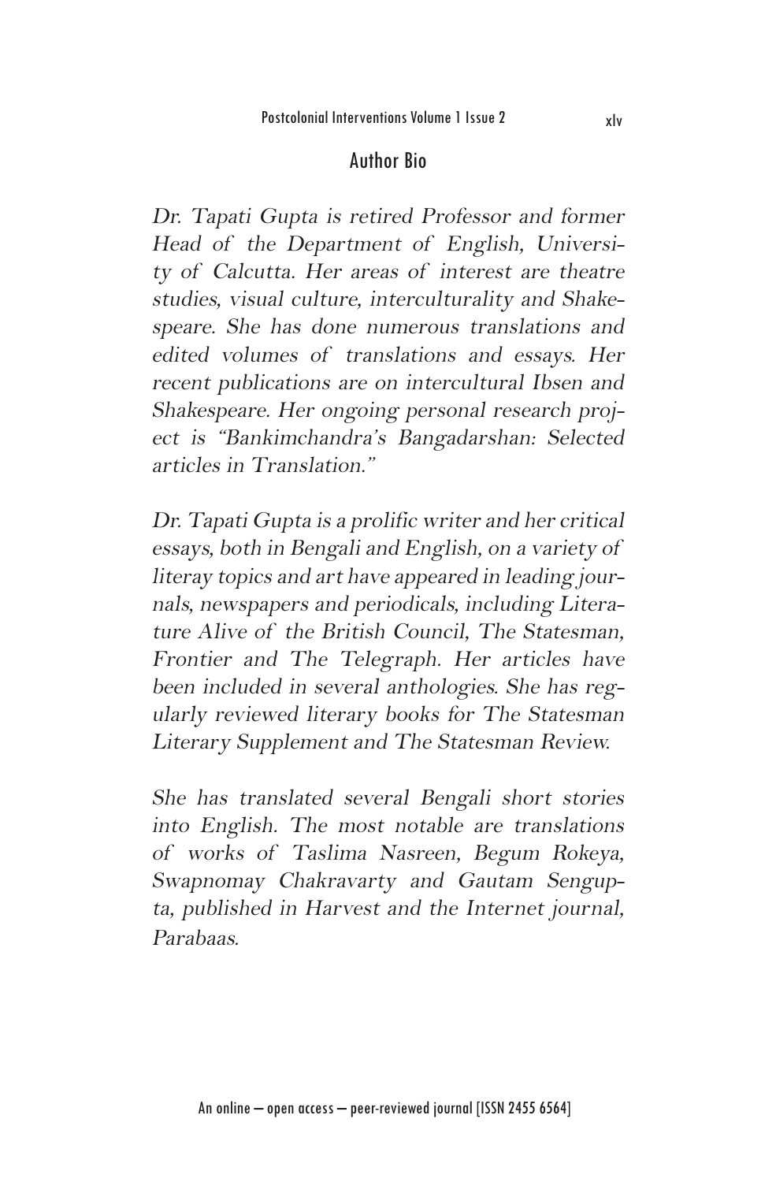## Author Bio

*Dr. Tapati Gupta is retired Professor and former Head of the Department of English, University of Calcutta. Her areas of interest are theatre studies, visual culture, interculturality and Shakespeare. She has done numerous translations and edited volumes of translations and essays. Her recent publications are on intercultural Ibsen and Shakespeare. Her ongoing personal research project is "Bankimchandra's Bangadarshan: Selected articles in Translation."*

*Dr. Tapati Gupta is a prolific writer and her critical essays, both in Bengali and English, on a variety of literay topics and art have appeared in leading journals, newspapers and periodicals, including Literature Alive of the British Council, The Statesman, Frontier and The Telegraph. Her articles have been included in several anthologies. She has regularly reviewed literary books for The Statesman Literary Supplement and The Statesman Review.*

*She has translated several Bengali short stories into English. The most notable are translations of works of Taslima Nasreen, Begum Rokeya, Swapnomay Chakravarty and Gautam Sengupta, published in Harvest and the Internet journal, Parabaas.*